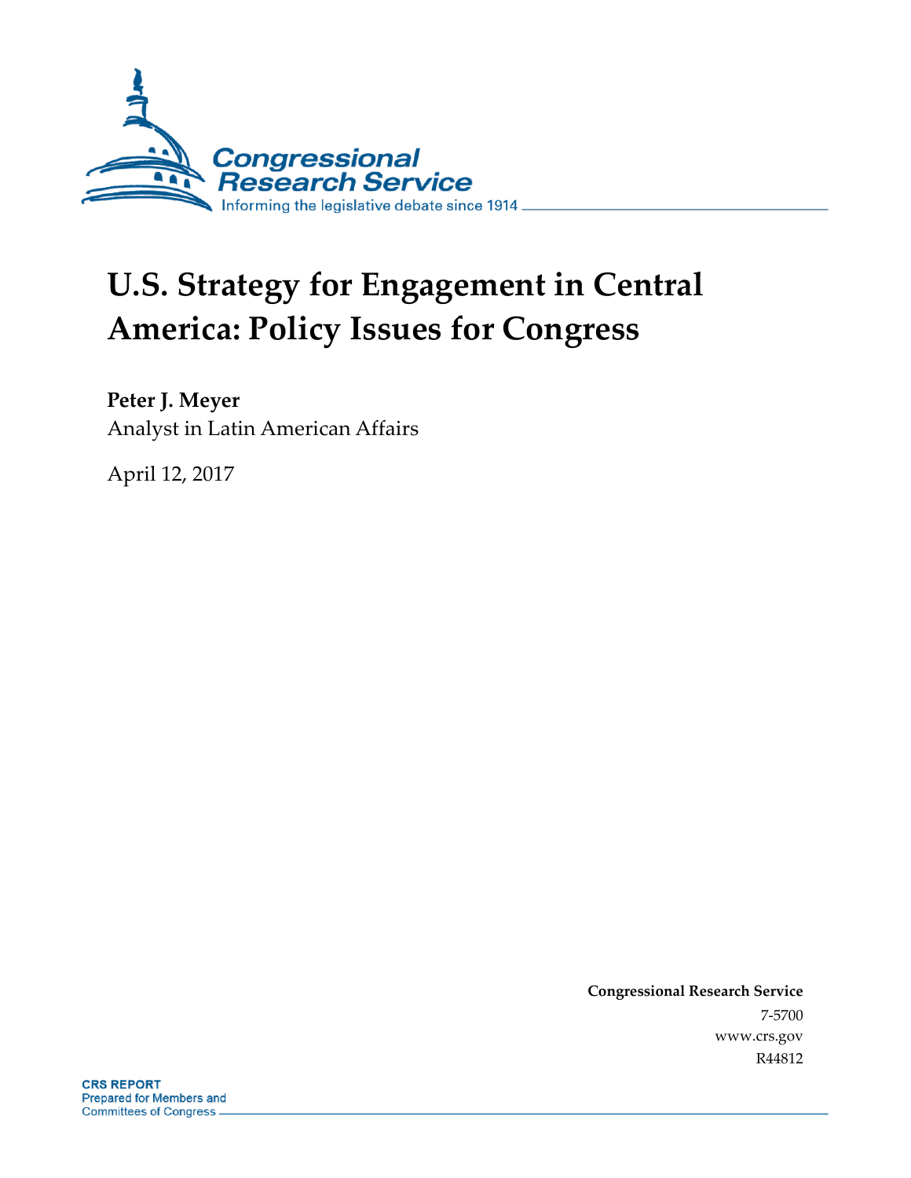Congressional Research Service

Informing the legislative debate since 1914

# U.S. Strategy for Engagement in Central America: Policy Issues for Congress

**Peter J. Meyer**

Analyst in Latin American Affairs

April 12, 2017

**Congressional Research Service**

7-5700

www.crs.gov

R44812

**CRS REPORT**

Prepared for Members and Committees of Congress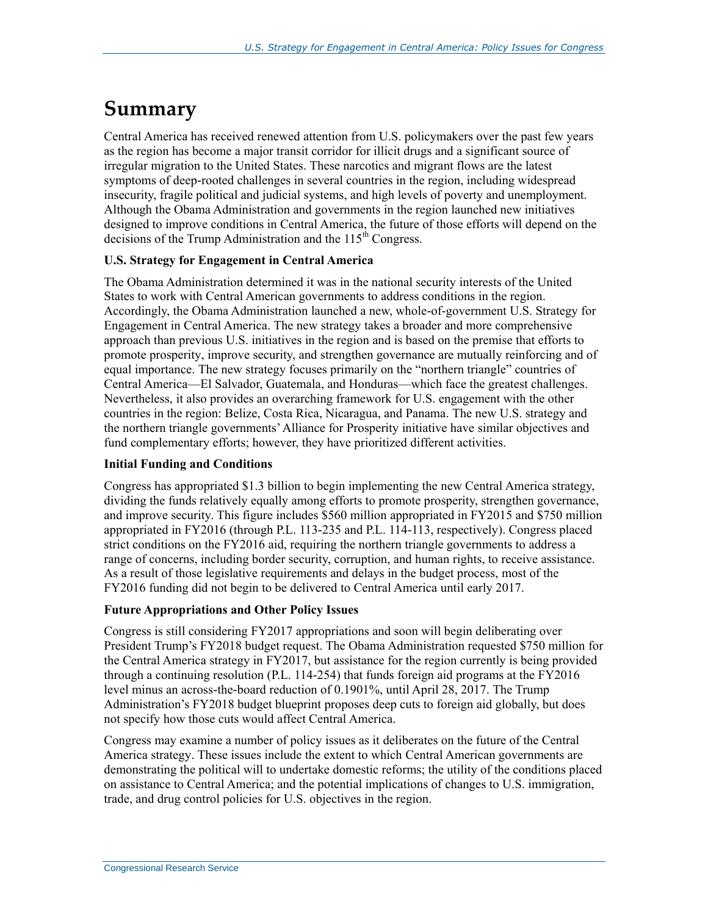# Summary

Central America has received renewed attention from U.S. policymakers over the past few years as the region has become a major transit corridor for illicit drugs and a significant source of irregular migration to the United States. These narcotics and migrant flows are the latest symptoms of deep-rooted challenges in several countries in the region, including widespread insecurity, fragile political and judicial systems, and high levels of poverty and unemployment. Although the Obama Administration and governments in the region launched new initiatives designed to improve conditions in Central America, the future of those efforts will depend on the decisions of the Trump Administration and the 115th Congress.

**U.S. Strategy for Engagement in Central America**

The Obama Administration determined it was in the national security interests of the United States to work with Central American governments to address conditions in the region. Accordingly, the Obama Administration launched a new, whole-of-government U.S. Strategy for Engagement in Central America. The new strategy takes a broader and more comprehensive approach than previous U.S. initiatives in the region and is based on the premise that efforts to promote prosperity, improve security, and strengthen governance are mutually reinforcing and of equal importance. The new strategy focuses primarily on the "northern triangle" countries of Central America—El Salvador, Guatemala, and Honduras—which face the greatest challenges. Nevertheless, it also provides an overarching framework for U.S. engagement with the other countries in the region: Belize, Costa Rica, Nicaragua, and Panama. The new U.S. strategy and the northern triangle governments' Alliance for Prosperity initiative have similar objectives and fund complementary efforts; however, they have prioritized different activities.

**Initial Funding and Conditions**

Congress has appropriated $1.3 billion to begin implementing the new Central America strategy, dividing the funds relatively equally among efforts to promote prosperity, strengthen governance, and improve security. This figure includes $560 million appropriated in FY2015 and $750 million appropriated in FY2016 (through P.L. 113-235 and P.L. 114-113, respectively). Congress placed strict conditions on the FY2016 aid, requiring the northern triangle governments to address a range of concerns, including border security, corruption, and human rights, to receive assistance. As a result of those legislative requirements and delays in the budget process, most of the FY2016 funding did not begin to be delivered to Central America until early 2017.

**Future Appropriations and Other Policy Issues**

Congress is still considering FY2017 appropriations and soon will begin deliberating over President Trump's FY2018 budget request. The Obama Administration requested $750 million for the Central America strategy in FY2017, but assistance for the region currently is being provided through a continuing resolution (P.L. 114-254) that funds foreign aid programs at the FY2016 level minus an across-the-board reduction of 0.1901%, until April 28, 2017. The Trump Administration's FY2018 budget blueprint proposes deep cuts to foreign aid globally, but does not specify how those cuts would affect Central America.

Congress may examine a number of policy issues as it deliberates on the future of the Central America strategy. These issues include the extent to which Central American governments are demonstrating the political will to undertake domestic reforms; the utility of the conditions placed on assistance to Central America; and the potential implications of changes to U.S. immigration, trade, and drug control policies for U.S. objectives in the region.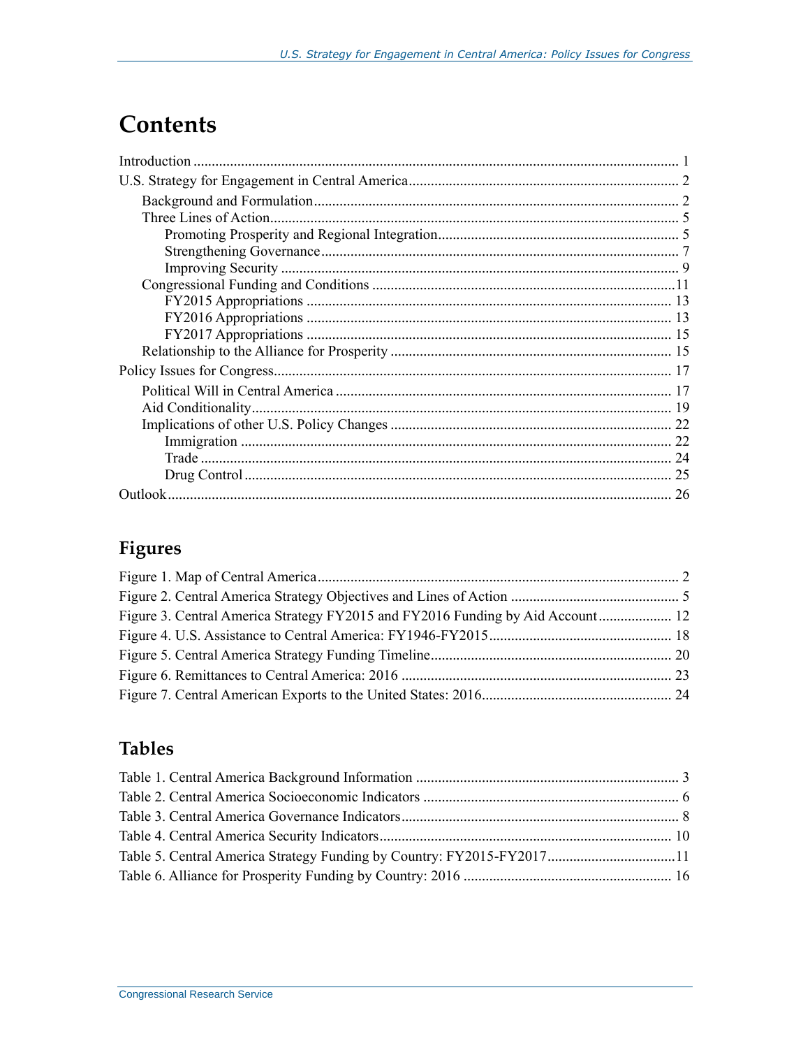# Contents

Introduction ..... 1

U.S. Strategy for Engagement in Central America ..... 2

- Background and Formulation ..... 2
- Three Lines of Action ..... 5
  - Promoting Prosperity and Regional Integration ..... 5
  - Strengthening Governance ..... 7
  - Improving Security ..... 9
- Congressional Funding and Conditions ..... 11
  - FY2015 Appropriations ..... 13
  - FY2016 Appropriations ..... 13
  - FY2017 Appropriations ..... 15
- Relationship to the Alliance for Prosperity ..... 15

Policy Issues for Congress ..... 17

- Political Will in Central America ..... 17
- Aid Conditionality ..... 19
- Implications of other U.S. Policy Changes ..... 22
  - Immigration ..... 22
  - Trade ..... 24
  - Drug Control ..... 25

Outlook ..... 26

## Figures

Figure 1. Map of Central America ..... 2

Figure 2. Central America Strategy Objectives and Lines of Action ..... 5

Figure 3. Central America Strategy FY2015 and FY2016 Funding by Aid Account ..... 12

Figure 4. U.S. Assistance to Central America: FY1946-FY2015 ..... 18

Figure 5. Central America Strategy Funding Timeline ..... 20

Figure 6. Remittances to Central America: 2016 ..... 23

Figure 7. Central American Exports to the United States: 2016 ..... 24

## Tables

Table 1. Central America Background Information ..... 3

Table 2. Central America Socioeconomic Indicators ..... 6

Table 3. Central America Governance Indicators ..... 8

Table 4. Central America Security Indicators ..... 10

Table 5. Central America Strategy Funding by Country: FY2015-FY2017 ..... 11

Table 6. Alliance for Prosperity Funding by Country: 2016 ..... 16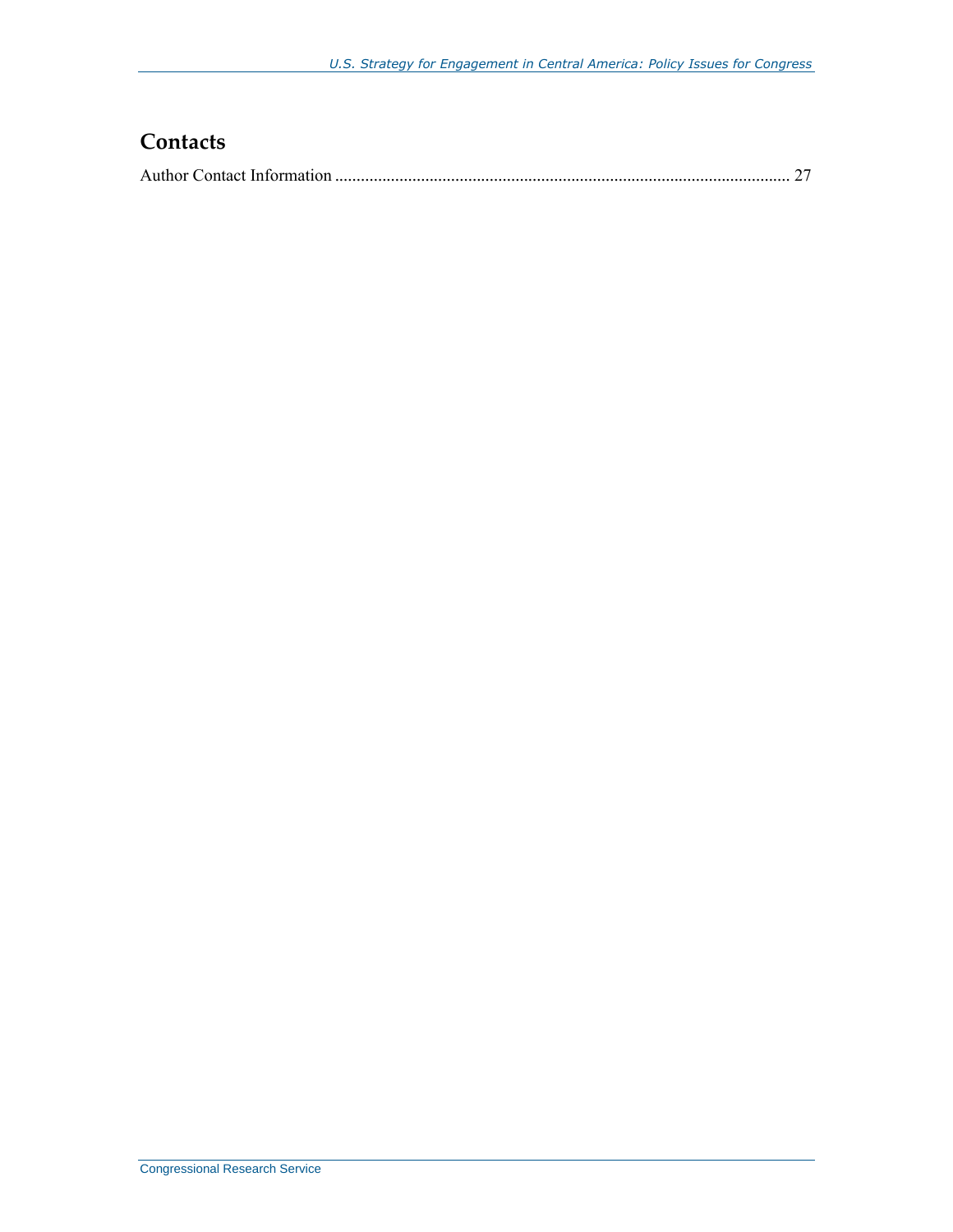## Contacts

Author Contact Information ........................................................................................................... 27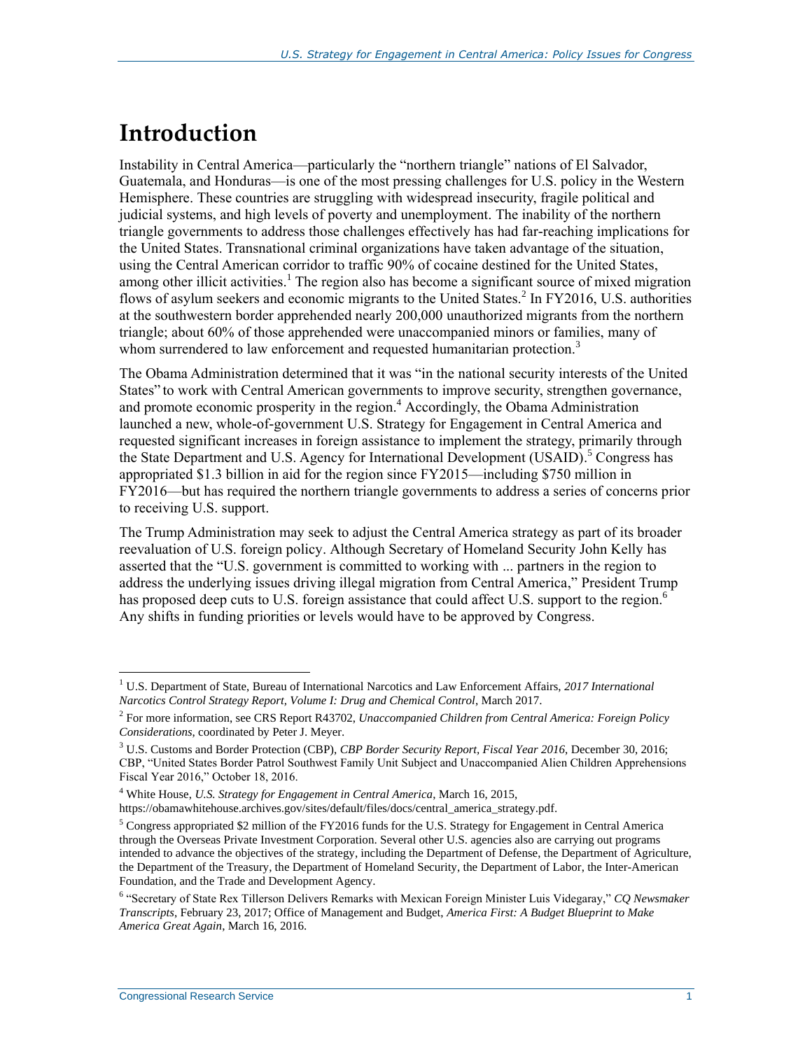# Introduction

Instability in Central America—particularly the "northern triangle" nations of El Salvador, Guatemala, and Honduras—is one of the most pressing challenges for U.S. policy in the Western Hemisphere. These countries are struggling with widespread insecurity, fragile political and judicial systems, and high levels of poverty and unemployment. The inability of the northern triangle governments to address those challenges effectively has had far-reaching implications for the United States. Transnational criminal organizations have taken advantage of the situation, using the Central American corridor to traffic 90% of cocaine destined for the United States, among other illicit activities.[1] The region also has become a significant source of mixed migration flows of asylum seekers and economic migrants to the United States.[2] In FY2016, U.S. authorities at the southwestern border apprehended nearly 200,000 unauthorized migrants from the northern triangle; about 60% of those apprehended were unaccompanied minors or families, many of whom surrendered to law enforcement and requested humanitarian protection.[3]

The Obama Administration determined that it was "in the national security interests of the United States" to work with Central American governments to improve security, strengthen governance, and promote economic prosperity in the region.[4] Accordingly, the Obama Administration launched a new, whole-of-government U.S. Strategy for Engagement in Central America and requested significant increases in foreign assistance to implement the strategy, primarily through the State Department and U.S. Agency for International Development (USAID).[5] Congress has appropriated $1.3 billion in aid for the region since FY2015—including $750 million in FY2016—but has required the northern triangle governments to address a series of concerns prior to receiving U.S. support.

The Trump Administration may seek to adjust the Central America strategy as part of its broader reevaluation of U.S. foreign policy. Although Secretary of Homeland Security John Kelly has asserted that the "U.S. government is committed to working with ... partners in the region to address the underlying issues driving illegal migration from Central America," President Trump has proposed deep cuts to U.S. foreign assistance that could affect U.S. support to the region.[6] Any shifts in funding priorities or levels would have to be approved by Congress.

---

[1] U.S. Department of State, Bureau of International Narcotics and Law Enforcement Affairs, *2017 International Narcotics Control Strategy Report, Volume I: Drug and Chemical Control*, March 2017.

[2] For more information, see CRS Report R43702, *Unaccompanied Children from Central America: Foreign Policy Considerations*, coordinated by Peter J. Meyer.

[3] U.S. Customs and Border Protection (CBP), *CBP Border Security Report, Fiscal Year 2016*, December 30, 2016; CBP, "United States Border Patrol Southwest Family Unit Subject and Unaccompanied Alien Children Apprehensions Fiscal Year 2016," October 18, 2016.

[4] White House, *U.S. Strategy for Engagement in Central America*, March 16, 2015, https://obamawhitehouse.archives.gov/sites/default/files/docs/central_america_strategy.pdf.

[5] Congress appropriated $2 million of the FY2016 funds for the U.S. Strategy for Engagement in Central America through the Overseas Private Investment Corporation. Several other U.S. agencies also are carrying out programs intended to advance the objectives of the strategy, including the Department of Defense, the Department of Agriculture, the Department of the Treasury, the Department of Homeland Security, the Department of Labor, the Inter-American Foundation, and the Trade and Development Agency.

[6] "Secretary of State Rex Tillerson Delivers Remarks with Mexican Foreign Minister Luis Videgaray," *CQ Newsmaker Transcripts*, February 23, 2017; Office of Management and Budget, *America First: A Budget Blueprint to Make America Great Again*, March 16, 2016.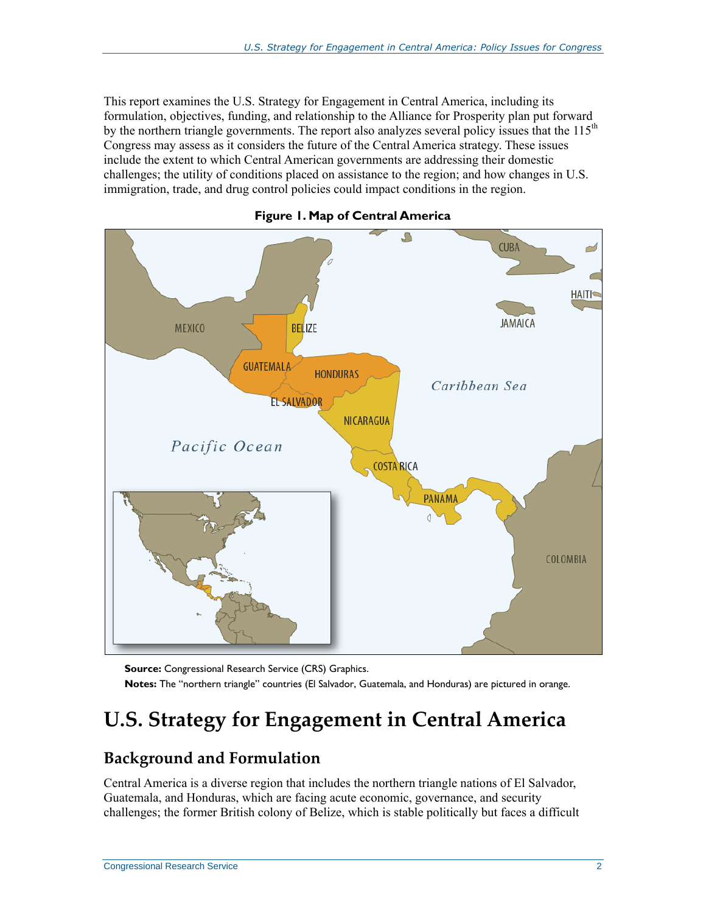This report examines the U.S. Strategy for Engagement in Central America, including its formulation, objectives, funding, and relationship to the Alliance for Prosperity plan put forward by the northern triangle governments. The report also analyzes several policy issues that the 115th Congress may assess as it considers the future of the Central America strategy. These issues include the extent to which Central American governments are addressing their domestic challenges; the utility of conditions placed on assistance to the region; and how changes in U.S. immigration, trade, and drug control policies could impact conditions in the region.

**Figure 1. Map of Central America**

**Source:** Congressional Research Service (CRS) Graphics.

**Notes:** The "northern triangle" countries (El Salvador, Guatemala, and Honduras) are pictured in orange.

# U.S. Strategy for Engagement in Central America

## Background and Formulation

Central America is a diverse region that includes the northern triangle nations of El Salvador, Guatemala, and Honduras, which are facing acute economic, governance, and security challenges; the former British colony of Belize, which is stable politically but faces a difficult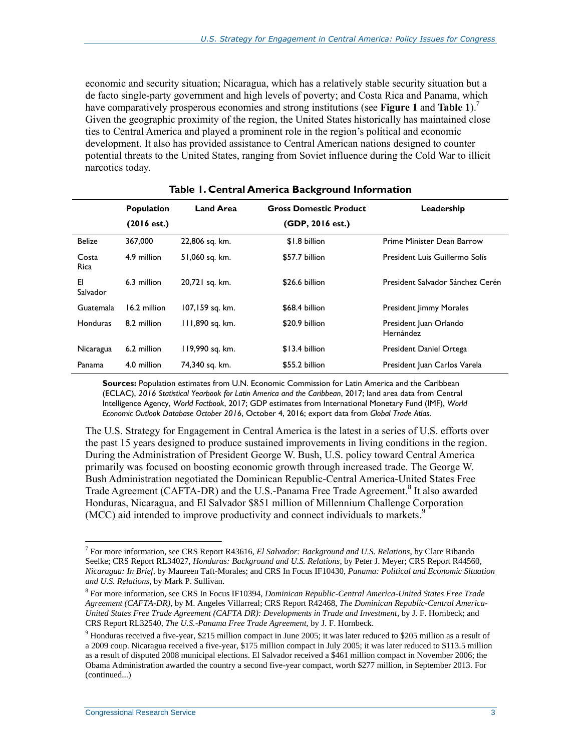economic and security situation; Nicaragua, which has a relatively stable security situation but a de facto single-party government and high levels of poverty; and Costa Rica and Panama, which have comparatively prosperous economies and strong institutions (see **Figure 1** and **Table 1**).[7] Given the geographic proximity of the region, the United States historically has maintained close ties to Central America and played a prominent role in the region's political and economic development. It also has provided assistance to Central American nations designed to counter potential threats to the United States, ranging from Soviet influence during the Cold War to illicit narcotics today.

**Table 1. Central America Background Information**

| | Population (2016 est.) | Land Area | Gross Domestic Product (GDP, 2016 est.) | Leadership |
|---|---|---|---|---|
| Belize | 367,000 | 22,806 sq. km. | $1.8 billion | Prime Minister Dean Barrow |
| Costa Rica | 4.9 million | 51,060 sq. km. | $57.7 billion | President Luis Guillermo Solís |
| El Salvador | 6.3 million | 20,721 sq. km. | $26.6 billion | President Salvador Sánchez Cerén |
| Guatemala | 16.2 million | 107,159 sq. km. | $68.4 billion | President Jimmy Morales |
| Honduras | 8.2 million | 111,890 sq. km. | $20.9 billion | President Juan Orlando Hernández |
| Nicaragua | 6.2 million | 119,990 sq. km. | $13.4 billion | President Daniel Ortega |
| Panama | 4.0 million | 74,340 sq. km. | $55.2 billion | President Juan Carlos Varela |

**Sources:** Population estimates from U.N. Economic Commission for Latin America and the Caribbean (ECLAC), *2016 Statistical Yearbook for Latin America and the Caribbean*, 2017; land area data from Central Intelligence Agency, *World Factbook*, 2017; GDP estimates from International Monetary Fund (IMF), *World Economic Outlook Database October 2016*, October 4, 2016; export data from *Global Trade Atlas*.

The U.S. Strategy for Engagement in Central America is the latest in a series of U.S. efforts over the past 15 years designed to produce sustained improvements in living conditions in the region. During the Administration of President George W. Bush, U.S. policy toward Central America primarily was focused on boosting economic growth through increased trade. The George W. Bush Administration negotiated the Dominican Republic-Central America-United States Free Trade Agreement (CAFTA-DR) and the U.S.-Panama Free Trade Agreement.[8] It also awarded Honduras, Nicaragua, and El Salvador $851 million of Millennium Challenge Corporation (MCC) aid intended to improve productivity and connect individuals to markets.[9]

---

[7] For more information, see CRS Report R43616, *El Salvador: Background and U.S. Relations*, by Clare Ribando Seelke; CRS Report RL34027, *Honduras: Background and U.S. Relations*, by Peter J. Meyer; CRS Report R44560, *Nicaragua: In Brief*, by Maureen Taft-Morales; and CRS In Focus IF10430, *Panama: Political and Economic Situation and U.S. Relations*, by Mark P. Sullivan.

[8] For more information, see CRS In Focus IF10394, *Dominican Republic-Central America-United States Free Trade Agreement (CAFTA-DR)*, by M. Angeles Villarreal; CRS Report R42468, *The Dominican Republic-Central America-United States Free Trade Agreement (CAFTA DR): Developments in Trade and Investment*, by J. F. Hornbeck; and CRS Report RL32540, *The U.S.-Panama Free Trade Agreement*, by J. F. Hornbeck.

[9] Honduras received a five-year, $215 million compact in June 2005; it was later reduced to $205 million as a result of a 2009 coup. Nicaragua received a five-year, $175 million compact in July 2005; it was later reduced to $113.5 million as a result of disputed 2008 municipal elections. El Salvador received a $461 million compact in November 2006; the Obama Administration awarded the country a second five-year compact, worth $277 million, in September 2013. For (continued...)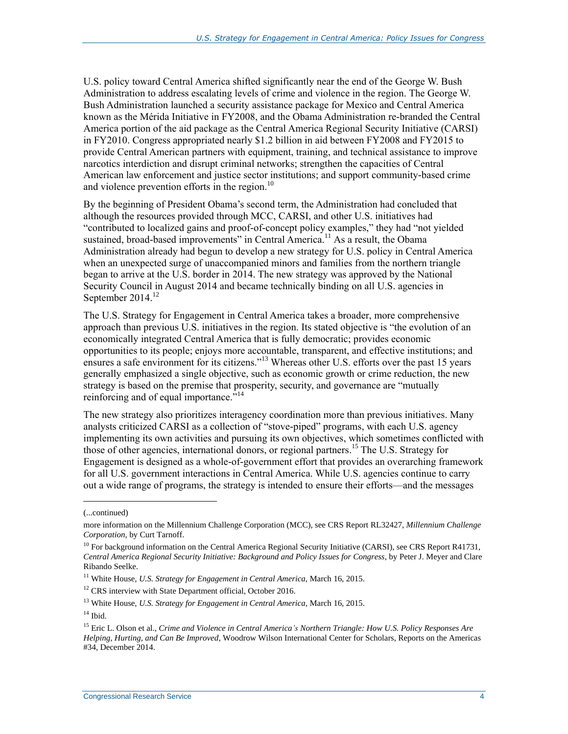U.S. policy toward Central America shifted significantly near the end of the George W. Bush Administration to address escalating levels of crime and violence in the region. The George W. Bush Administration launched a security assistance package for Mexico and Central America known as the Mérida Initiative in FY2008, and the Obama Administration re-branded the Central America portion of the aid package as the Central America Regional Security Initiative (CARSI) in FY2010. Congress appropriated nearly $1.2 billion in aid between FY2008 and FY2015 to provide Central American partners with equipment, training, and technical assistance to improve narcotics interdiction and disrupt criminal networks; strengthen the capacities of Central American law enforcement and justice sector institutions; and support community-based crime and violence prevention efforts in the region.[10]

By the beginning of President Obama's second term, the Administration had concluded that although the resources provided through MCC, CARSI, and other U.S. initiatives had "contributed to localized gains and proof-of-concept policy examples," they had "not yielded sustained, broad-based improvements" in Central America.[11] As a result, the Obama Administration already had begun to develop a new strategy for U.S. policy in Central America when an unexpected surge of unaccompanied minors and families from the northern triangle began to arrive at the U.S. border in 2014. The new strategy was approved by the National Security Council in August 2014 and became technically binding on all U.S. agencies in September 2014.[12]

The U.S. Strategy for Engagement in Central America takes a broader, more comprehensive approach than previous U.S. initiatives in the region. Its stated objective is "the evolution of an economically integrated Central America that is fully democratic; provides economic opportunities to its people; enjoys more accountable, transparent, and effective institutions; and ensures a safe environment for its citizens."[13] Whereas other U.S. efforts over the past 15 years generally emphasized a single objective, such as economic growth or crime reduction, the new strategy is based on the premise that prosperity, security, and governance are "mutually reinforcing and of equal importance."[14]

The new strategy also prioritizes interagency coordination more than previous initiatives. Many analysts criticized CARSI as a collection of "stove-piped" programs, with each U.S. agency implementing its own activities and pursuing its own objectives, which sometimes conflicted with those of other agencies, international donors, or regional partners.[15] The U.S. Strategy for Engagement is designed as a whole-of-government effort that provides an overarching framework for all U.S. government interactions in Central America. While U.S. agencies continue to carry out a wide range of programs, the strategy is intended to ensure their efforts—and the messages

---

(...continued)

more information on the Millennium Challenge Corporation (MCC), see CRS Report RL32427, *Millennium Challenge Corporation*, by Curt Tarnoff.

[10] For background information on the Central America Regional Security Initiative (CARSI), see CRS Report R41731, *Central America Regional Security Initiative: Background and Policy Issues for Congress*, by Peter J. Meyer and Clare Ribando Seelke.

[11] White House, *U.S. Strategy for Engagement in Central America*, March 16, 2015.

[12] CRS interview with State Department official, October 2016.

[13] White House, *U.S. Strategy for Engagement in Central America*, March 16, 2015.

[14] Ibid.

[15] Eric L. Olson et al., *Crime and Violence in Central America's Northern Triangle: How U.S. Policy Responses Are Helping, Hurting, and Can Be Improved*, Woodrow Wilson International Center for Scholars, Reports on the Americas #34, December 2014.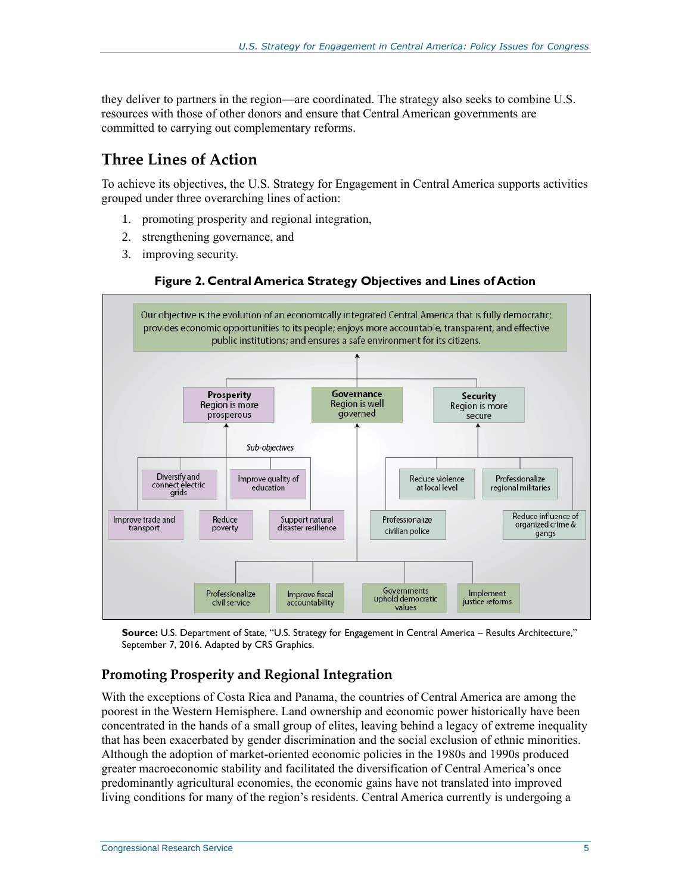they deliver to partners in the region—are coordinated. The strategy also seeks to combine U.S. resources with those of other donors and ensure that Central American governments are committed to carrying out complementary reforms.

## Three Lines of Action

To achieve its objectives, the U.S. Strategy for Engagement in Central America supports activities grouped under three overarching lines of action:

1. promoting prosperity and regional integration,
2. strengthening governance, and
3. improving security.

**Figure 2. Central America Strategy Objectives and Lines of Action**

Our objective is the evolution of an economically integrated Central America that is fully democratic; provides economic opportunities to its people; enjoys more accountable, transparent, and effective public institutions; and ensures a safe environment for its citizens.

**Prosperity** Region is more prosperous

**Governance** Region is well governed

**Security** Region is more secure

*Sub-objectives*

Diversify and connect electric grids

Improve quality of education

Improve trade and transport

Reduce poverty

Support natural disaster resilience

Reduce violence at local level

Professionalize regional militaries

Professionalize civilian police

Reduce influence of organized crime & gangs

Professionalize civil service

Improve fiscal accountability

Governments uphold democratic values

Implement justice reforms

**Source:** U.S. Department of State, "U.S. Strategy for Engagement in Central America – Results Architecture," September 7, 2016. Adapted by CRS Graphics.

### Promoting Prosperity and Regional Integration

With the exceptions of Costa Rica and Panama, the countries of Central America are among the poorest in the Western Hemisphere. Land ownership and economic power historically have been concentrated in the hands of a small group of elites, leaving behind a legacy of extreme inequality that has been exacerbated by gender discrimination and the social exclusion of ethnic minorities. Although the adoption of market-oriented economic policies in the 1980s and 1990s produced greater macroeconomic stability and facilitated the diversification of Central America's once predominantly agricultural economies, the economic gains have not translated into improved living conditions for many of the region's residents. Central America currently is undergoing a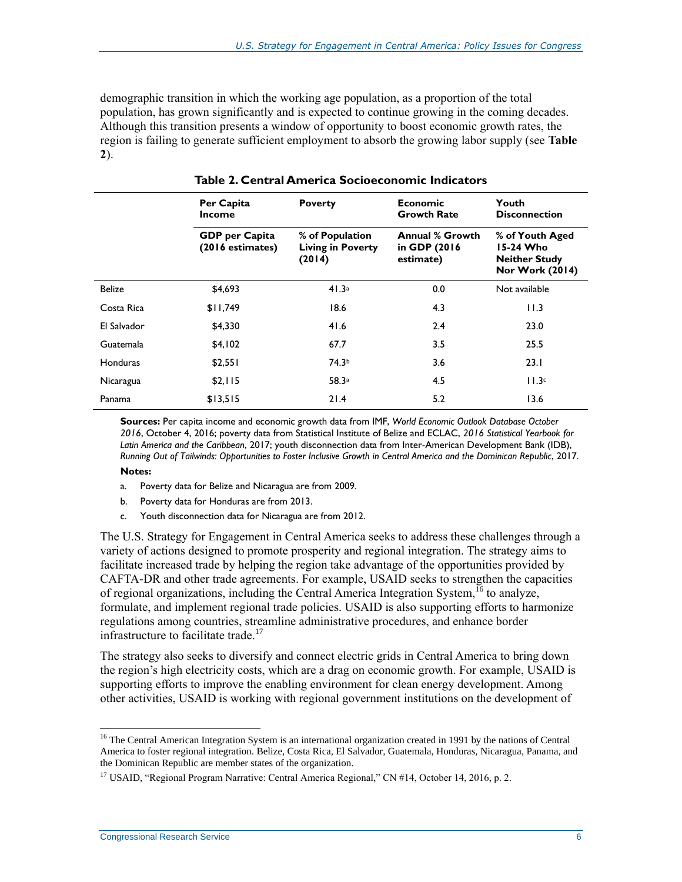demographic transition in which the working age population, as a proportion of the total population, has grown significantly and is expected to continue growing in the coming decades. Although this transition presents a window of opportunity to boost economic growth rates, the region is failing to generate sufficient employment to absorb the growing labor supply (see **Table 2**).

**Table 2. Central America Socioeconomic Indicators**

| | Per Capita Income | Poverty | Economic Growth Rate | Youth Disconnection |
|---|---|---|---|---|
| | GDP per Capita (2016 estimates) | % of Population Living in Poverty (2014) | Annual % Growth in GDP (2016 estimate) | % of Youth Aged 15-24 Who Neither Study Nor Work (2014) |
| Belize | $4,693 | 41.3[a] | 0.0 | Not available |
| Costa Rica | $11,749 | 18.6 | 4.3 | 11.3 |
| El Salvador | $4,330 | 41.6 | 2.4 | 23.0 |
| Guatemala | $4,102 | 67.7 | 3.5 | 25.5 |
| Honduras | $2,551 | 74.3[b] | 3.6 | 23.1 |
| Nicaragua | $2,115 | 58.3[a] | 4.5 | 11.3[c] |
| Panama | $13,515 | 21.4 | 5.2 | 13.6 |

**Sources:** Per capita income and economic growth data from IMF, *World Economic Outlook Database October 2016*, October 4, 2016; poverty data from Statistical Institute of Belize and ECLAC, *2016 Statistical Yearbook for Latin America and the Caribbean*, 2017; youth disconnection data from Inter-American Development Bank (IDB), *Running Out of Tailwinds: Opportunities to Foster Inclusive Growth in Central America and the Dominican Republic*, 2017.

**Notes:**

a. Poverty data for Belize and Nicaragua are from 2009.

b. Poverty data for Honduras are from 2013.

c. Youth disconnection data for Nicaragua are from 2012.

The U.S. Strategy for Engagement in Central America seeks to address these challenges through a variety of actions designed to promote prosperity and regional integration. The strategy aims to facilitate increased trade by helping the region take advantage of the opportunities provided by CAFTA-DR and other trade agreements. For example, USAID seeks to strengthen the capacities of regional organizations, including the Central America Integration System,[16] to analyze, formulate, and implement regional trade policies. USAID is also supporting efforts to harmonize regulations among countries, streamline administrative procedures, and enhance border infrastructure to facilitate trade.[17]

The strategy also seeks to diversify and connect electric grids in Central America to bring down the region's high electricity costs, which are a drag on economic growth. For example, USAID is supporting efforts to improve the enabling environment for clean energy development. Among other activities, USAID is working with regional government institutions on the development of

---

[16] The Central American Integration System is an international organization created in 1991 by the nations of Central America to foster regional integration. Belize, Costa Rica, El Salvador, Guatemala, Honduras, Nicaragua, Panama, and the Dominican Republic are member states of the organization.

[17] USAID, "Regional Program Narrative: Central America Regional," CN #14, October 14, 2016, p. 2.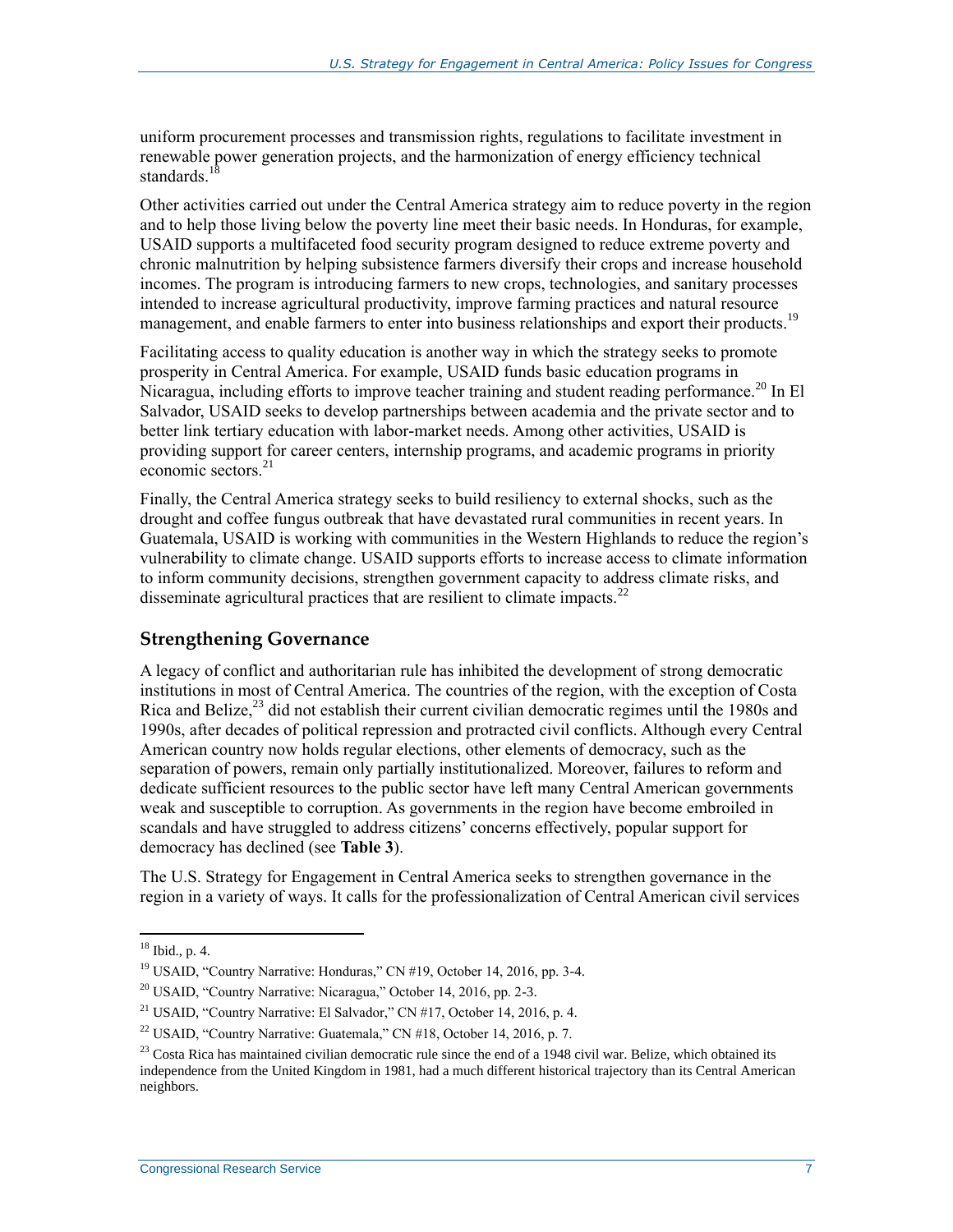uniform procurement processes and transmission rights, regulations to facilitate investment in renewable power generation projects, and the harmonization of energy efficiency technical standards.[18]

Other activities carried out under the Central America strategy aim to reduce poverty in the region and to help those living below the poverty line meet their basic needs. In Honduras, for example, USAID supports a multifaceted food security program designed to reduce extreme poverty and chronic malnutrition by helping subsistence farmers diversify their crops and increase household incomes. The program is introducing farmers to new crops, technologies, and sanitary processes intended to increase agricultural productivity, improve farming practices and natural resource management, and enable farmers to enter into business relationships and export their products.[19]

Facilitating access to quality education is another way in which the strategy seeks to promote prosperity in Central America. For example, USAID funds basic education programs in Nicaragua, including efforts to improve teacher training and student reading performance.[20] In El Salvador, USAID seeks to develop partnerships between academia and the private sector and to better link tertiary education with labor-market needs. Among other activities, USAID is providing support for career centers, internship programs, and academic programs in priority economic sectors.[21]

Finally, the Central America strategy seeks to build resiliency to external shocks, such as the drought and coffee fungus outbreak that have devastated rural communities in recent years. In Guatemala, USAID is working with communities in the Western Highlands to reduce the region's vulnerability to climate change. USAID supports efforts to increase access to climate information to inform community decisions, strengthen government capacity to address climate risks, and disseminate agricultural practices that are resilient to climate impacts.[22]

## Strengthening Governance

A legacy of conflict and authoritarian rule has inhibited the development of strong democratic institutions in most of Central America. The countries of the region, with the exception of Costa Rica and Belize,[23] did not establish their current civilian democratic regimes until the 1980s and 1990s, after decades of political repression and protracted civil conflicts. Although every Central American country now holds regular elections, other elements of democracy, such as the separation of powers, remain only partially institutionalized. Moreover, failures to reform and dedicate sufficient resources to the public sector have left many Central American governments weak and susceptible to corruption. As governments in the region have become embroiled in scandals and have struggled to address citizens' concerns effectively, popular support for democracy has declined (see **Table 3**).

The U.S. Strategy for Engagement in Central America seeks to strengthen governance in the region in a variety of ways. It calls for the professionalization of Central American civil services

---

[18] Ibid., p. 4.

[19] USAID, "Country Narrative: Honduras," CN #19, October 14, 2016, pp. 3-4.

[20] USAID, "Country Narrative: Nicaragua," October 14, 2016, pp. 2-3.

[21] USAID, "Country Narrative: El Salvador," CN #17, October 14, 2016, p. 4.

[22] USAID, "Country Narrative: Guatemala," CN #18, October 14, 2016, p. 7.

[23] Costa Rica has maintained civilian democratic rule since the end of a 1948 civil war. Belize, which obtained its independence from the United Kingdom in 1981, had a much different historical trajectory than its Central American neighbors.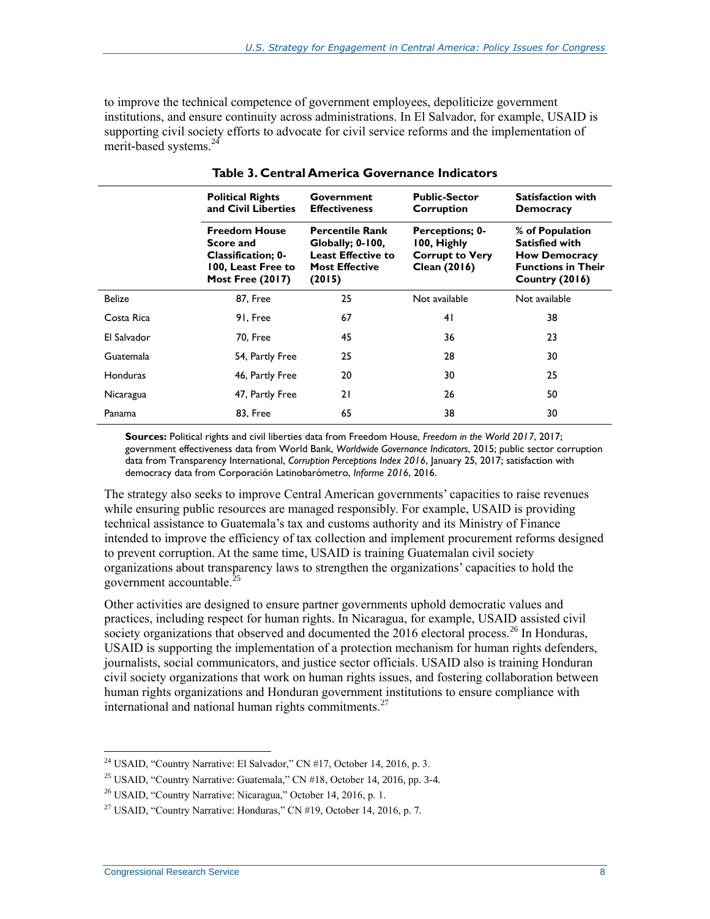to improve the technical competence of government employees, depoliticize government institutions, and ensure continuity across administrations. In El Salvador, for example, USAID is supporting civil society efforts to advocate for civil service reforms and the implementation of merit-based systems.[24]

**Table 3. Central America Governance Indicators**

| | Political Rights and Civil Liberties | Government Effectiveness | Public-Sector Corruption | Satisfaction with Democracy |
|---|---|---|---|---|
| | **Freedom House Score and Classification; 0-100, Least Free to Most Free (2017)** | **Percentile Rank Globally; 0-100, Least Effective to Most Effective (2015)** | **Perceptions; 0-100, Highly Corrupt to Very Clean (2016)** | **% of Population Satisfied with How Democracy Functions in Their Country (2016)** |
| Belize | 87, Free | 25 | Not available | Not available |
| Costa Rica | 91, Free | 67 | 41 | 38 |
| El Salvador | 70, Free | 45 | 36 | 23 |
| Guatemala | 54, Partly Free | 25 | 28 | 30 |
| Honduras | 46, Partly Free | 20 | 30 | 25 |
| Nicaragua | 47, Partly Free | 21 | 26 | 50 |
| Panama | 83, Free | 65 | 38 | 30 |

**Sources:** Political rights and civil liberties data from Freedom House, *Freedom in the World 2017*, 2017; government effectiveness data from World Bank, *Worldwide Governance Indicators*, 2015; public sector corruption data from Transparency International, *Corruption Perceptions Index 2016*, January 25, 2017; satisfaction with democracy data from Corporación Latinobarómetro, *Informe 2016*, 2016.

The strategy also seeks to improve Central American governments' capacities to raise revenues while ensuring public resources are managed responsibly. For example, USAID is providing technical assistance to Guatemala's tax and customs authority and its Ministry of Finance intended to improve the efficiency of tax collection and implement procurement reforms designed to prevent corruption. At the same time, USAID is training Guatemalan civil society organizations about transparency laws to strengthen the organizations' capacities to hold the government accountable.[25]

Other activities are designed to ensure partner governments uphold democratic values and practices, including respect for human rights. In Nicaragua, for example, USAID assisted civil society organizations that observed and documented the 2016 electoral process.[26] In Honduras, USAID is supporting the implementation of a protection mechanism for human rights defenders, journalists, social communicators, and justice sector officials. USAID also is training Honduran civil society organizations that work on human rights issues, and fostering collaboration between human rights organizations and Honduran government institutions to ensure compliance with international and national human rights commitments.[27]

---

[24] USAID, "Country Narrative: El Salvador," CN #17, October 14, 2016, p. 3.

[25] USAID, "Country Narrative: Guatemala," CN #18, October 14, 2016, pp. 3-4.

[26] USAID, "Country Narrative: Nicaragua," October 14, 2016, p. 1.

[27] USAID, "Country Narrative: Honduras," CN #19, October 14, 2016, p. 7.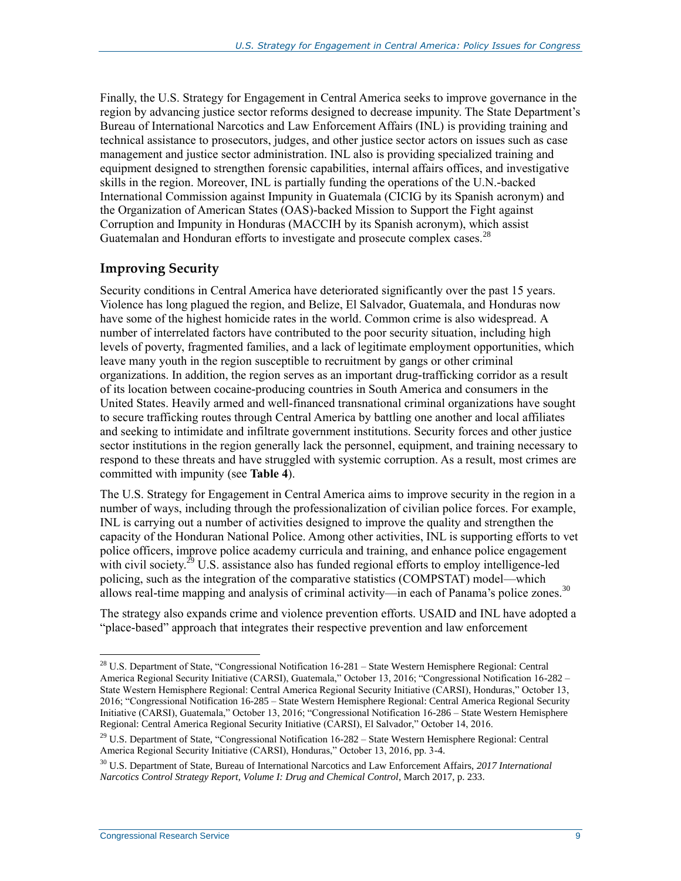Finally, the U.S. Strategy for Engagement in Central America seeks to improve governance in the region by advancing justice sector reforms designed to decrease impunity. The State Department's Bureau of International Narcotics and Law Enforcement Affairs (INL) is providing training and technical assistance to prosecutors, judges, and other justice sector actors on issues such as case management and justice sector administration. INL also is providing specialized training and equipment designed to strengthen forensic capabilities, internal affairs offices, and investigative skills in the region. Moreover, INL is partially funding the operations of the U.N.-backed International Commission against Impunity in Guatemala (CICIG by its Spanish acronym) and the Organization of American States (OAS)-backed Mission to Support the Fight against Corruption and Impunity in Honduras (MACCIH by its Spanish acronym), which assist Guatemalan and Honduran efforts to investigate and prosecute complex cases.[28]

### Improving Security

Security conditions in Central America have deteriorated significantly over the past 15 years. Violence has long plagued the region, and Belize, El Salvador, Guatemala, and Honduras now have some of the highest homicide rates in the world. Common crime is also widespread. A number of interrelated factors have contributed to the poor security situation, including high levels of poverty, fragmented families, and a lack of legitimate employment opportunities, which leave many youth in the region susceptible to recruitment by gangs or other criminal organizations. In addition, the region serves as an important drug-trafficking corridor as a result of its location between cocaine-producing countries in South America and consumers in the United States. Heavily armed and well-financed transnational criminal organizations have sought to secure trafficking routes through Central America by battling one another and local affiliates and seeking to intimidate and infiltrate government institutions. Security forces and other justice sector institutions in the region generally lack the personnel, equipment, and training necessary to respond to these threats and have struggled with systemic corruption. As a result, most crimes are committed with impunity (see **Table 4**).

The U.S. Strategy for Engagement in Central America aims to improve security in the region in a number of ways, including through the professionalization of civilian police forces. For example, INL is carrying out a number of activities designed to improve the quality and strengthen the capacity of the Honduran National Police. Among other activities, INL is supporting efforts to vet police officers, improve police academy curricula and training, and enhance police engagement with civil society.[29] U.S. assistance also has funded regional efforts to employ intelligence-led policing, such as the integration of the comparative statistics (COMPSTAT) model—which allows real-time mapping and analysis of criminal activity—in each of Panama's police zones.[30]

The strategy also expands crime and violence prevention efforts. USAID and INL have adopted a "place-based" approach that integrates their respective prevention and law enforcement

---

[28] U.S. Department of State, "Congressional Notification 16-281 – State Western Hemisphere Regional: Central America Regional Security Initiative (CARSI), Guatemala," October 13, 2016; "Congressional Notification 16-282 – State Western Hemisphere Regional: Central America Regional Security Initiative (CARSI), Honduras," October 13, 2016; "Congressional Notification 16-285 – State Western Hemisphere Regional: Central America Regional Security Initiative (CARSI), Guatemala," October 13, 2016; "Congressional Notification 16-286 – State Western Hemisphere Regional: Central America Regional Security Initiative (CARSI), El Salvador," October 14, 2016.

[29] U.S. Department of State, "Congressional Notification 16-282 – State Western Hemisphere Regional: Central America Regional Security Initiative (CARSI), Honduras," October 13, 2016, pp. 3-4.

[30] U.S. Department of State, Bureau of International Narcotics and Law Enforcement Affairs, *2017 International Narcotics Control Strategy Report, Volume I: Drug and Chemical Control*, March 2017, p. 233.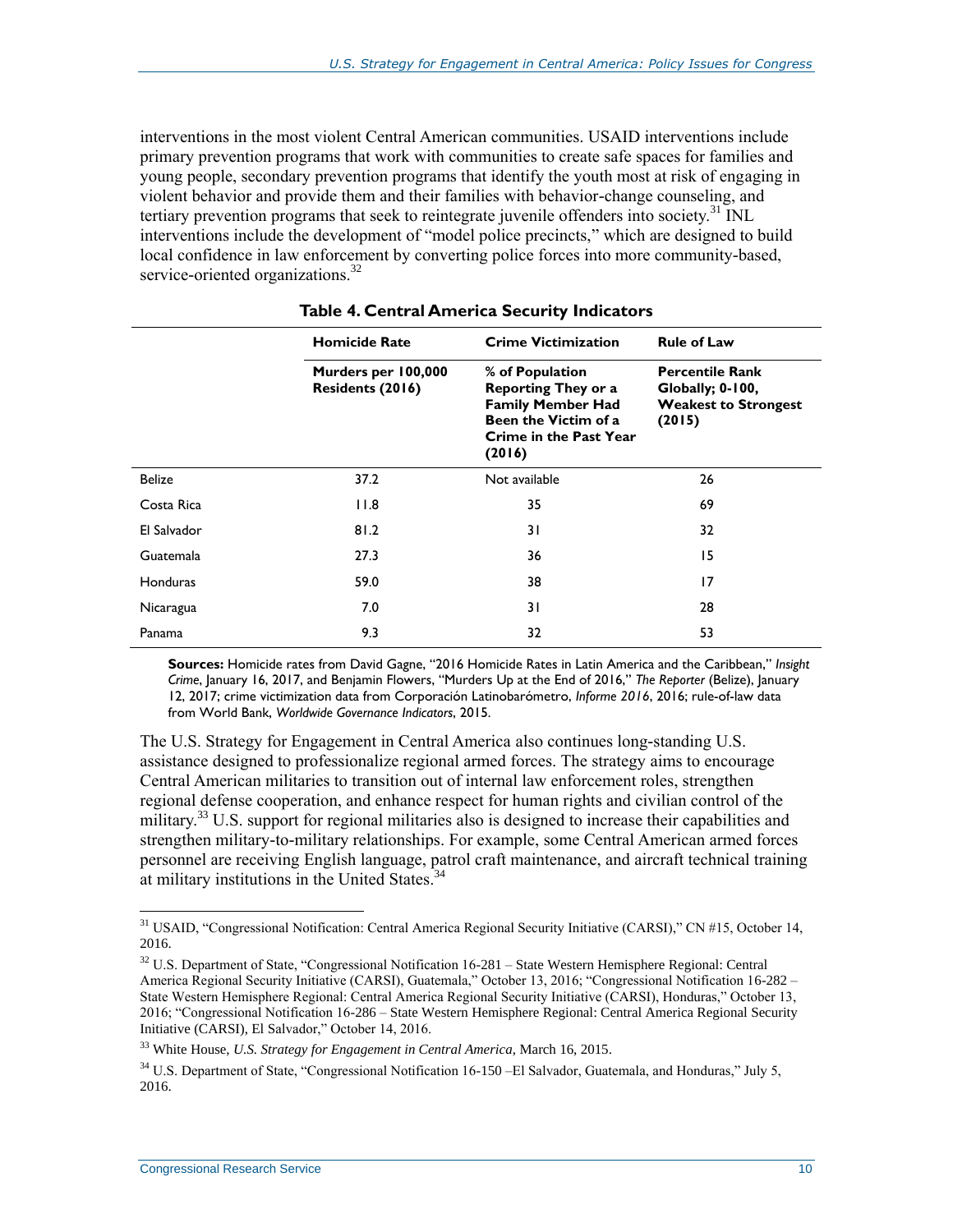interventions in the most violent Central American communities. USAID interventions include primary prevention programs that work with communities to create safe spaces for families and young people, secondary prevention programs that identify the youth most at risk of engaging in violent behavior and provide them and their families with behavior-change counseling, and tertiary prevention programs that seek to reintegrate juvenile offenders into society.[31] INL interventions include the development of "model police precincts," which are designed to build local confidence in law enforcement by converting police forces into more community-based, service-oriented organizations.[32]

**Table 4. Central America Security Indicators**

| | **Homicide Rate** | **Crime Victimization** | **Rule of Law** |
|---|---|---|---|
| | **Murders per 100,000 Residents (2016)** | **% of Population Reporting They or a Family Member Had Been the Victim of a Crime in the Past Year (2016)** | **Percentile Rank Globally; 0-100, Weakest to Strongest (2015)** |
| Belize | 37.2 | Not available | 26 |
| Costa Rica | 11.8 | 35 | 69 |
| El Salvador | 81.2 | 31 | 32 |
| Guatemala | 27.3 | 36 | 15 |
| Honduras | 59.0 | 38 | 17 |
| Nicaragua | 7.0 | 31 | 28 |
| Panama | 9.3 | 32 | 53 |

**Sources:** Homicide rates from David Gagne, "2016 Homicide Rates in Latin America and the Caribbean," *Insight Crime*, January 16, 2017, and Benjamin Flowers, "Murders Up at the End of 2016," *The Reporter* (Belize), January 12, 2017; crime victimization data from Corporación Latinobarómetro, *Informe 2016*, 2016; rule-of-law data from World Bank, *Worldwide Governance Indicators*, 2015.

The U.S. Strategy for Engagement in Central America also continues long-standing U.S. assistance designed to professionalize regional armed forces. The strategy aims to encourage Central American militaries to transition out of internal law enforcement roles, strengthen regional defense cooperation, and enhance respect for human rights and civilian control of the military.[33] U.S. support for regional militaries also is designed to increase their capabilities and strengthen military-to-military relationships. For example, some Central American armed forces personnel are receiving English language, patrol craft maintenance, and aircraft technical training at military institutions in the United States.[34]

[31] USAID, "Congressional Notification: Central America Regional Security Initiative (CARSI)," CN #15, October 14, 2016.

[32] U.S. Department of State, "Congressional Notification 16-281 – State Western Hemisphere Regional: Central America Regional Security Initiative (CARSI), Guatemala," October 13, 2016; "Congressional Notification 16-282 – State Western Hemisphere Regional: Central America Regional Security Initiative (CARSI), Honduras," October 13, 2016; "Congressional Notification 16-286 – State Western Hemisphere Regional: Central America Regional Security Initiative (CARSI), El Salvador," October 14, 2016.

[33] White House, *U.S. Strategy for Engagement in Central America,* March 16, 2015.

[34] U.S. Department of State, "Congressional Notification 16-150 –El Salvador, Guatemala, and Honduras," July 5, 2016.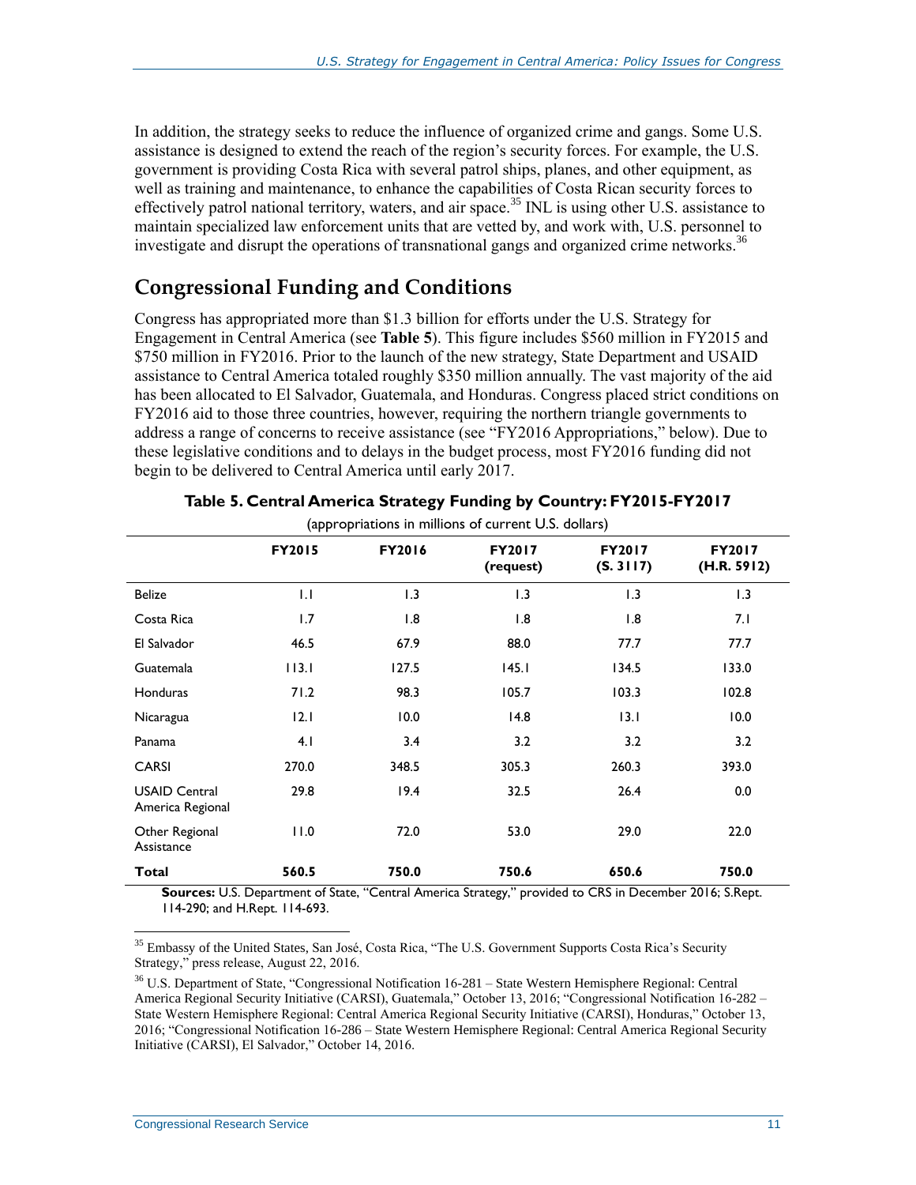In addition, the strategy seeks to reduce the influence of organized crime and gangs. Some U.S. assistance is designed to extend the reach of the region's security forces. For example, the U.S. government is providing Costa Rica with several patrol ships, planes, and other equipment, as well as training and maintenance, to enhance the capabilities of Costa Rican security forces to effectively patrol national territory, waters, and air space.[35] INL is using other U.S. assistance to maintain specialized law enforcement units that are vetted by, and work with, U.S. personnel to investigate and disrupt the operations of transnational gangs and organized crime networks.[36]

## Congressional Funding and Conditions

Congress has appropriated more than $1.3 billion for efforts under the U.S. Strategy for Engagement in Central America (see **Table 5**). This figure includes $560 million in FY2015 and $750 million in FY2016. Prior to the launch of the new strategy, State Department and USAID assistance to Central America totaled roughly $350 million annually. The vast majority of the aid has been allocated to El Salvador, Guatemala, and Honduras. Congress placed strict conditions on FY2016 aid to those three countries, however, requiring the northern triangle governments to address a range of concerns to receive assistance (see "FY2016 Appropriations," below). Due to these legislative conditions and to delays in the budget process, most FY2016 funding did not begin to be delivered to Central America until early 2017.

**Table 5. Central America Strategy Funding by Country: FY2015-FY2017**

(appropriations in millions of current U.S. dollars)

| | FY2015 | FY2016 | FY2017 (request) | FY2017 (S. 3117) | FY2017 (H.R. 5912) |
|---|---|---|---|---|---|
| Belize | 1.1 | 1.3 | 1.3 | 1.3 | 1.3 |
| Costa Rica | 1.7 | 1.8 | 1.8 | 1.8 | 7.1 |
| El Salvador | 46.5 | 67.9 | 88.0 | 77.7 | 77.7 |
| Guatemala | 113.1 | 127.5 | 145.1 | 134.5 | 133.0 |
| Honduras | 71.2 | 98.3 | 105.7 | 103.3 | 102.8 |
| Nicaragua | 12.1 | 10.0 | 14.8 | 13.1 | 10.0 |
| Panama | 4.1 | 3.4 | 3.2 | 3.2 | 3.2 |
| CARSI | 270.0 | 348.5 | 305.3 | 260.3 | 393.0 |
| USAID Central America Regional | 29.8 | 19.4 | 32.5 | 26.4 | 0.0 |
| Other Regional Assistance | 11.0 | 72.0 | 53.0 | 29.0 | 22.0 |
| **Total** | **560.5** | **750.0** | **750.6** | **650.6** | **750.0** |

**Sources:** U.S. Department of State, "Central America Strategy," provided to CRS in December 2016; S.Rept. 114-290; and H.Rept. 114-693.

[35] Embassy of the United States, San José, Costa Rica, "The U.S. Government Supports Costa Rica's Security Strategy," press release, August 22, 2016.

[36] U.S. Department of State, "Congressional Notification 16-281 – State Western Hemisphere Regional: Central America Regional Security Initiative (CARSI), Guatemala," October 13, 2016; "Congressional Notification 16-282 – State Western Hemisphere Regional: Central America Regional Security Initiative (CARSI), Honduras," October 13, 2016; "Congressional Notification 16-286 – State Western Hemisphere Regional: Central America Regional Security Initiative (CARSI), El Salvador," October 14, 2016.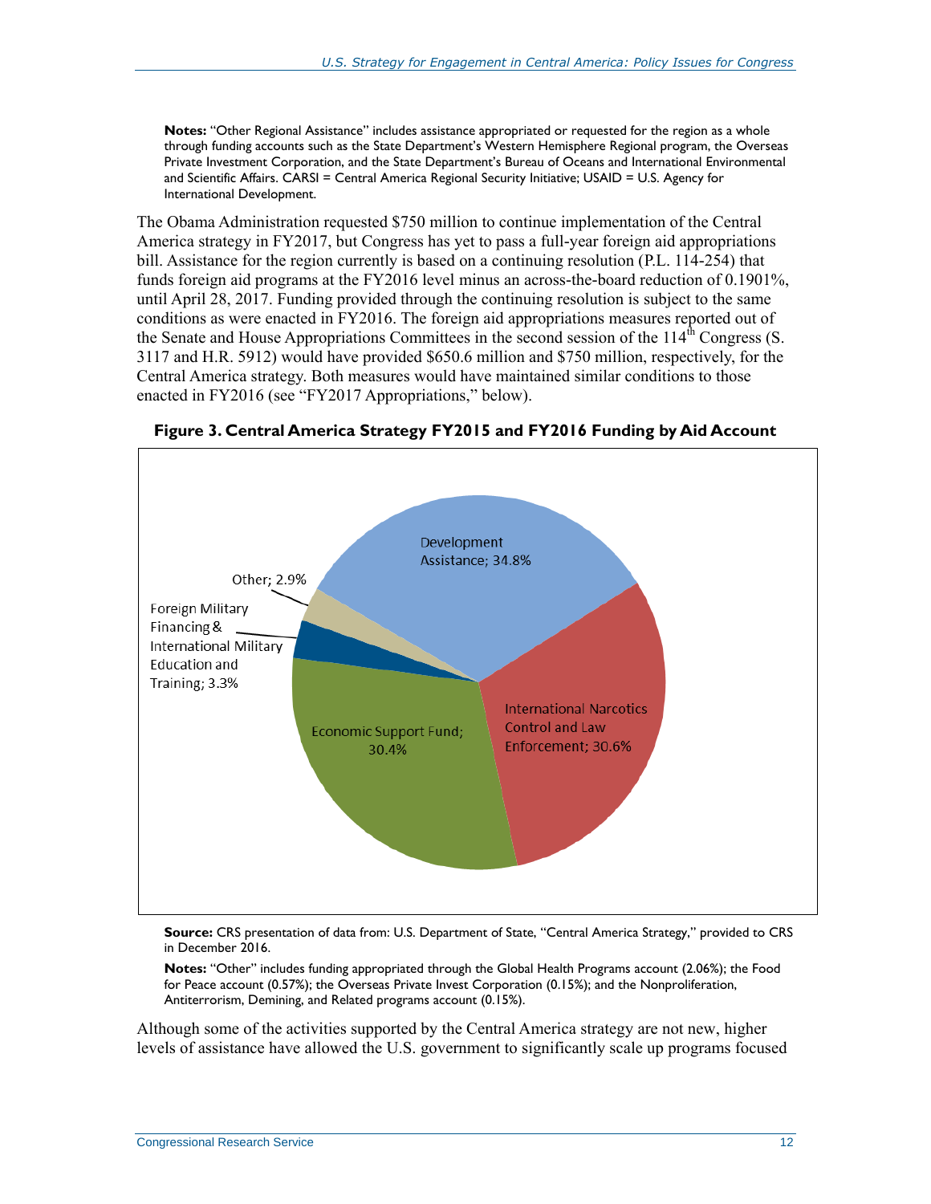**Notes:** "Other Regional Assistance" includes assistance appropriated or requested for the region as a whole through funding accounts such as the State Department's Western Hemisphere Regional program, the Overseas Private Investment Corporation, and the State Department's Bureau of Oceans and International Environmental and Scientific Affairs. CARSI = Central America Regional Security Initiative; USAID = U.S. Agency for International Development.

The Obama Administration requested $750 million to continue implementation of the Central America strategy in FY2017, but Congress has yet to pass a full-year foreign aid appropriations bill. Assistance for the region currently is based on a continuing resolution (P.L. 114-254) that funds foreign aid programs at the FY2016 level minus an across-the-board reduction of 0.1901%, until April 28, 2017. Funding provided through the continuing resolution is subject to the same conditions as were enacted in FY2016. The foreign aid appropriations measures reported out of the Senate and House Appropriations Committees in the second session of the 114th Congress (S. 3117 and H.R. 5912) would have provided $650.6 million and $750 million, respectively, for the Central America strategy. Both measures would have maintained similar conditions to those enacted in FY2016 (see "FY2017 Appropriations," below).

**Figure 3. Central America Strategy FY2015 and FY2016 Funding by Aid Account**

| Aid Account | Share |
| --- | --- |
| Development Assistance | 34.8% |
| International Narcotics Control and Law Enforcement | 30.6% |
| Economic Support Fund | 30.4% |
| Foreign Military Financing & International Military Education and Training | 3.3% |
| Other | 2.9% |

**Source:** CRS presentation of data from: U.S. Department of State, "Central America Strategy," provided to CRS in December 2016.

**Notes:** "Other" includes funding appropriated through the Global Health Programs account (2.06%); the Food for Peace account (0.57%); the Overseas Private Invest Corporation (0.15%); and the Nonproliferation, Antiterrorism, Demining, and Related programs account (0.15%).

Although some of the activities supported by the Central America strategy are not new, higher levels of assistance have allowed the U.S. government to significantly scale up programs focused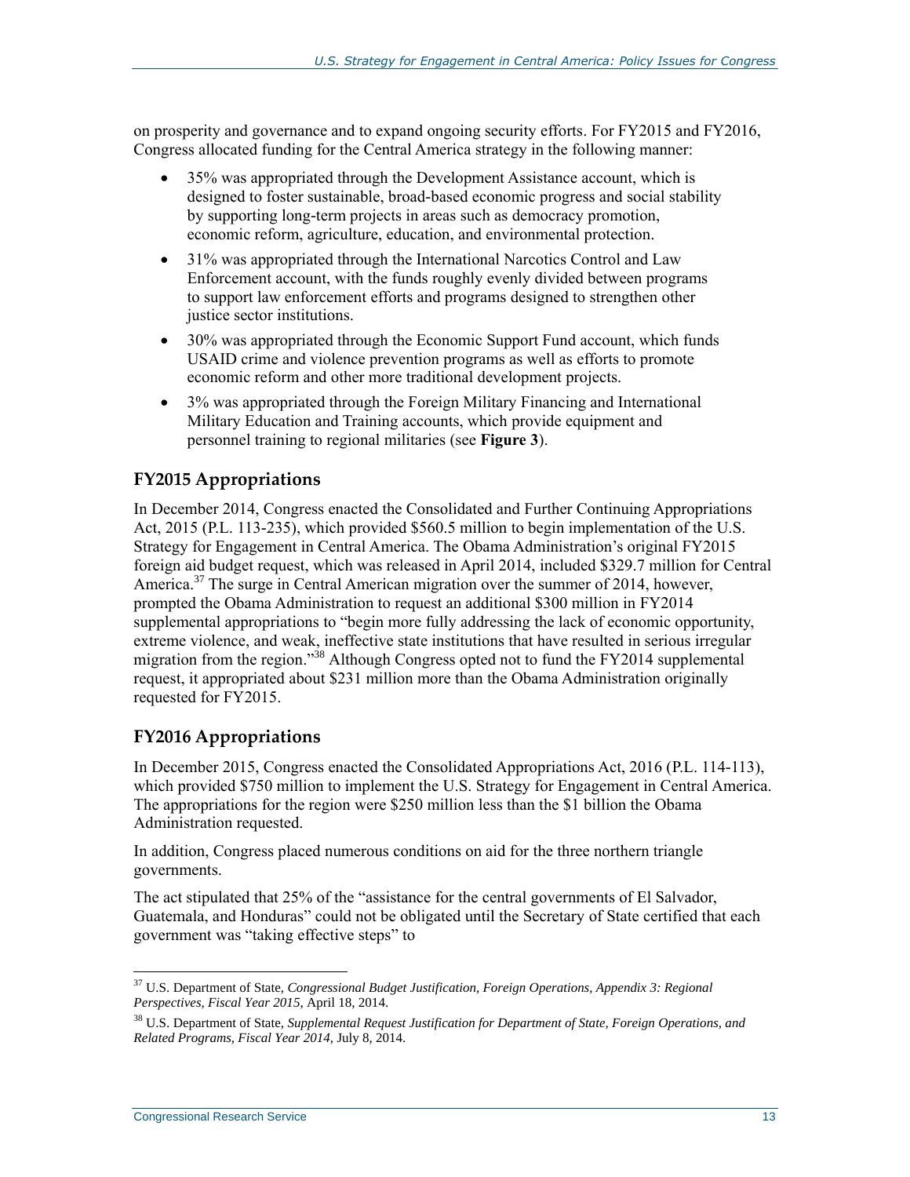on prosperity and governance and to expand ongoing security efforts. For FY2015 and FY2016, Congress allocated funding for the Central America strategy in the following manner:

- 35% was appropriated through the Development Assistance account, which is designed to foster sustainable, broad-based economic progress and social stability by supporting long-term projects in areas such as democracy promotion, economic reform, agriculture, education, and environmental protection.
- 31% was appropriated through the International Narcotics Control and Law Enforcement account, with the funds roughly evenly divided between programs to support law enforcement efforts and programs designed to strengthen other justice sector institutions.
- 30% was appropriated through the Economic Support Fund account, which funds USAID crime and violence prevention programs as well as efforts to promote economic reform and other more traditional development projects.
- 3% was appropriated through the Foreign Military Financing and International Military Education and Training accounts, which provide equipment and personnel training to regional militaries (see **Figure 3**).

## FY2015 Appropriations

In December 2014, Congress enacted the Consolidated and Further Continuing Appropriations Act, 2015 (P.L. 113-235), which provided $560.5 million to begin implementation of the U.S. Strategy for Engagement in Central America. The Obama Administration's original FY2015 foreign aid budget request, which was released in April 2014, included $329.7 million for Central America.[37] The surge in Central American migration over the summer of 2014, however, prompted the Obama Administration to request an additional $300 million in FY2014 supplemental appropriations to "begin more fully addressing the lack of economic opportunity, extreme violence, and weak, ineffective state institutions that have resulted in serious irregular migration from the region."[38] Although Congress opted not to fund the FY2014 supplemental request, it appropriated about $231 million more than the Obama Administration originally requested for FY2015.

## FY2016 Appropriations

In December 2015, Congress enacted the Consolidated Appropriations Act, 2016 (P.L. 114-113), which provided $750 million to implement the U.S. Strategy for Engagement in Central America. The appropriations for the region were $250 million less than the $1 billion the Obama Administration requested.

In addition, Congress placed numerous conditions on aid for the three northern triangle governments.

The act stipulated that 25% of the "assistance for the central governments of El Salvador, Guatemala, and Honduras" could not be obligated until the Secretary of State certified that each government was "taking effective steps" to

---

[37] U.S. Department of State, *Congressional Budget Justification, Foreign Operations, Appendix 3: Regional Perspectives, Fiscal Year 2015,* April 18, 2014.

[38] U.S. Department of State, *Supplemental Request Justification for Department of State, Foreign Operations, and Related Programs, Fiscal Year 2014,* July 8, 2014.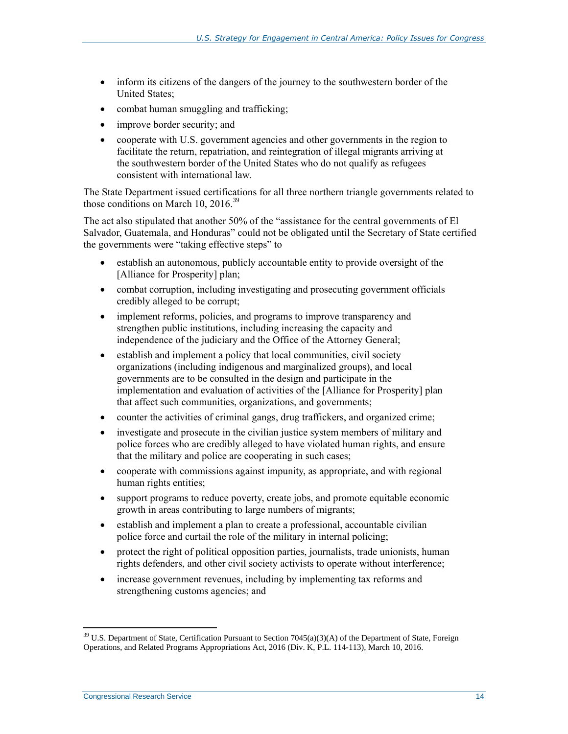- inform its citizens of the dangers of the journey to the southwestern border of the United States;
- combat human smuggling and trafficking;
- improve border security; and
- cooperate with U.S. government agencies and other governments in the region to facilitate the return, repatriation, and reintegration of illegal migrants arriving at the southwestern border of the United States who do not qualify as refugees consistent with international law.

The State Department issued certifications for all three northern triangle governments related to those conditions on March 10, 2016.[39]

The act also stipulated that another 50% of the "assistance for the central governments of El Salvador, Guatemala, and Honduras" could not be obligated until the Secretary of State certified the governments were "taking effective steps" to

- establish an autonomous, publicly accountable entity to provide oversight of the [Alliance for Prosperity] plan;
- combat corruption, including investigating and prosecuting government officials credibly alleged to be corrupt;
- implement reforms, policies, and programs to improve transparency and strengthen public institutions, including increasing the capacity and independence of the judiciary and the Office of the Attorney General;
- establish and implement a policy that local communities, civil society organizations (including indigenous and marginalized groups), and local governments are to be consulted in the design and participate in the implementation and evaluation of activities of the [Alliance for Prosperity] plan that affect such communities, organizations, and governments;
- counter the activities of criminal gangs, drug traffickers, and organized crime;
- investigate and prosecute in the civilian justice system members of military and police forces who are credibly alleged to have violated human rights, and ensure that the military and police are cooperating in such cases;
- cooperate with commissions against impunity, as appropriate, and with regional human rights entities;
- support programs to reduce poverty, create jobs, and promote equitable economic growth in areas contributing to large numbers of migrants;
- establish and implement a plan to create a professional, accountable civilian police force and curtail the role of the military in internal policing;
- protect the right of political opposition parties, journalists, trade unionists, human rights defenders, and other civil society activists to operate without interference;
- increase government revenues, including by implementing tax reforms and strengthening customs agencies; and

[39] U.S. Department of State, Certification Pursuant to Section 7045(a)(3)(A) of the Department of State, Foreign Operations, and Related Programs Appropriations Act, 2016 (Div. K, P.L. 114-113), March 10, 2016.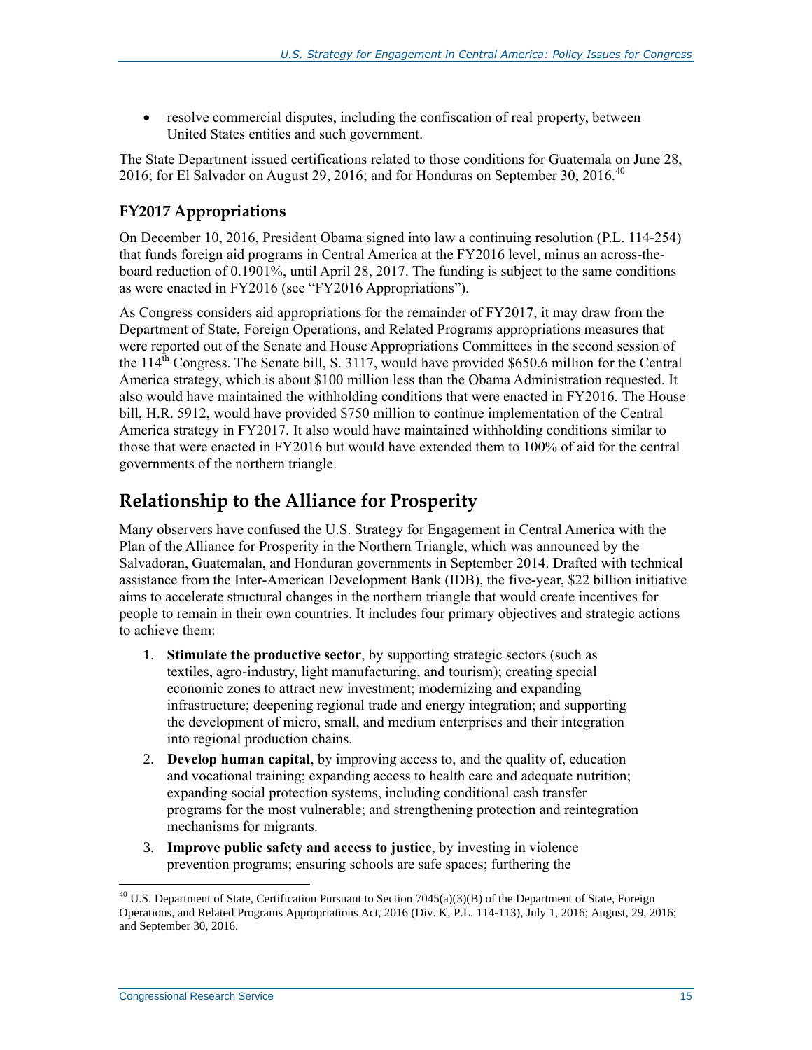- resolve commercial disputes, including the confiscation of real property, between United States entities and such government.

The State Department issued certifications related to those conditions for Guatemala on June 28, 2016; for El Salvador on August 29, 2016; and for Honduras on September 30, 2016.[40]

### FY2017 Appropriations

On December 10, 2016, President Obama signed into law a continuing resolution (P.L. 114-254) that funds foreign aid programs in Central America at the FY2016 level, minus an across-the-board reduction of 0.1901%, until April 28, 2017. The funding is subject to the same conditions as were enacted in FY2016 (see "FY2016 Appropriations").

As Congress considers aid appropriations for the remainder of FY2017, it may draw from the Department of State, Foreign Operations, and Related Programs appropriations measures that were reported out of the Senate and House Appropriations Committees in the second session of the 114th Congress. The Senate bill, S. 3117, would have provided $650.6 million for the Central America strategy, which is about $100 million less than the Obama Administration requested. It also would have maintained the withholding conditions that were enacted in FY2016. The House bill, H.R. 5912, would have provided $750 million to continue implementation of the Central America strategy in FY2017. It also would have maintained withholding conditions similar to those that were enacted in FY2016 but would have extended them to 100% of aid for the central governments of the northern triangle.

## Relationship to the Alliance for Prosperity

Many observers have confused the U.S. Strategy for Engagement in Central America with the Plan of the Alliance for Prosperity in the Northern Triangle, which was announced by the Salvadoran, Guatemalan, and Honduran governments in September 2014. Drafted with technical assistance from the Inter-American Development Bank (IDB), the five-year, $22 billion initiative aims to accelerate structural changes in the northern triangle that would create incentives for people to remain in their own countries. It includes four primary objectives and strategic actions to achieve them:

1. **Stimulate the productive sector**, by supporting strategic sectors (such as textiles, agro-industry, light manufacturing, and tourism); creating special economic zones to attract new investment; modernizing and expanding infrastructure; deepening regional trade and energy integration; and supporting the development of micro, small, and medium enterprises and their integration into regional production chains.
2. **Develop human capital**, by improving access to, and the quality of, education and vocational training; expanding access to health care and adequate nutrition; expanding social protection systems, including conditional cash transfer programs for the most vulnerable; and strengthening protection and reintegration mechanisms for migrants.
3. **Improve public safety and access to justice**, by investing in violence prevention programs; ensuring schools are safe spaces; furthering the

[40] U.S. Department of State, Certification Pursuant to Section 7045(a)(3)(B) of the Department of State, Foreign Operations, and Related Programs Appropriations Act, 2016 (Div. K, P.L. 114-113), July 1, 2016; August, 29, 2016; and September 30, 2016.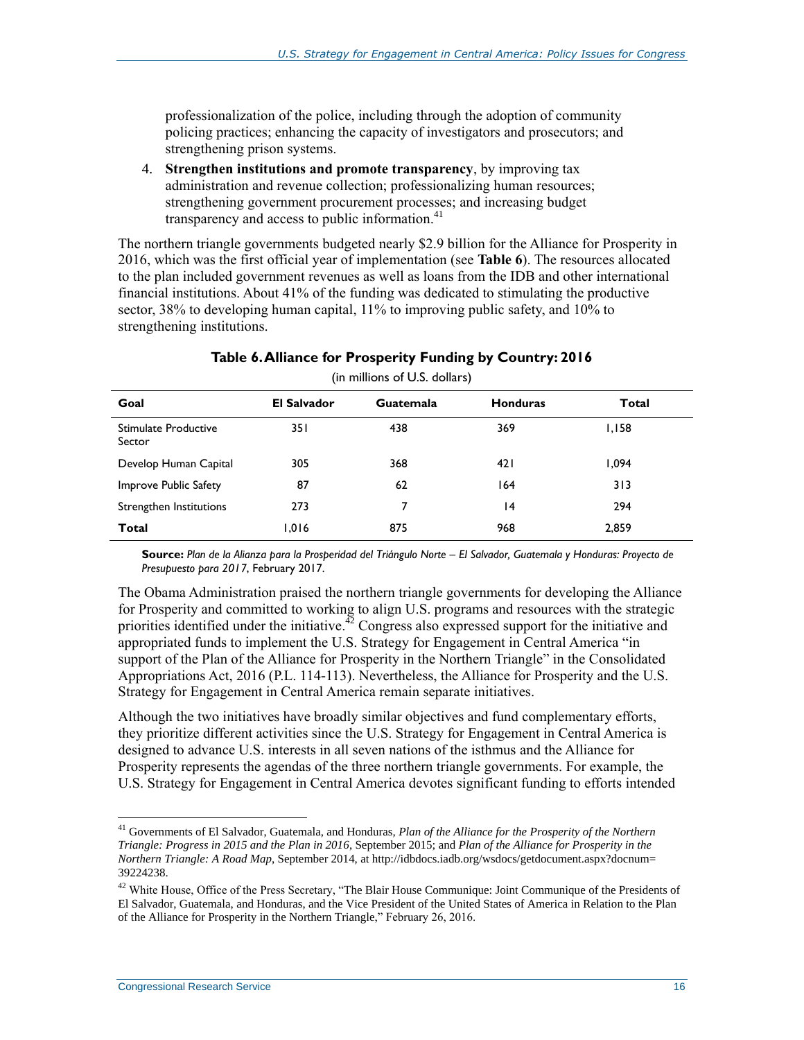professionalization of the police, including through the adoption of community policing practices; enhancing the capacity of investigators and prosecutors; and strengthening prison systems.

4. **Strengthen institutions and promote transparency**, by improving tax administration and revenue collection; professionalizing human resources; strengthening government procurement processes; and increasing budget transparency and access to public information.[41]

The northern triangle governments budgeted nearly $2.9 billion for the Alliance for Prosperity in 2016, which was the first official year of implementation (see **Table 6**). The resources allocated to the plan included government revenues as well as loans from the IDB and other international financial institutions. About 41% of the funding was dedicated to stimulating the productive sector, 38% to developing human capital, 11% to improving public safety, and 10% to strengthening institutions.

**Table 6. Alliance for Prosperity Funding by Country: 2016**

(in millions of U.S. dollars)

| Goal | El Salvador | Guatemala | Honduras | Total |
|---|---|---|---|---|
| Stimulate Productive Sector | 351 | 438 | 369 | 1,158 |
| Develop Human Capital | 305 | 368 | 421 | 1,094 |
| Improve Public Safety | 87 | 62 | 164 | 313 |
| Strengthen Institutions | 273 | 7 | 14 | 294 |
| **Total** | 1,016 | 875 | 968 | 2,859 |

**Source:** *Plan de la Alianza para la Prosperidad del Triángulo Norte – El Salvador, Guatemala y Honduras: Proyecto de Presupuesto para 2017*, February 2017.

The Obama Administration praised the northern triangle governments for developing the Alliance for Prosperity and committed to working to align U.S. programs and resources with the strategic priorities identified under the initiative.[42] Congress also expressed support for the initiative and appropriated funds to implement the U.S. Strategy for Engagement in Central America "in support of the Plan of the Alliance for Prosperity in the Northern Triangle" in the Consolidated Appropriations Act, 2016 (P.L. 114-113). Nevertheless, the Alliance for Prosperity and the U.S. Strategy for Engagement in Central America remain separate initiatives.

Although the two initiatives have broadly similar objectives and fund complementary efforts, they prioritize different activities since the U.S. Strategy for Engagement in Central America is designed to advance U.S. interests in all seven nations of the isthmus and the Alliance for Prosperity represents the agendas of the three northern triangle governments. For example, the U.S. Strategy for Engagement in Central America devotes significant funding to efforts intended

---

[41] Governments of El Salvador, Guatemala, and Honduras, *Plan of the Alliance for the Prosperity of the Northern Triangle: Progress in 2015 and the Plan in 2016*, September 2015; and *Plan of the Alliance for Prosperity in the Northern Triangle: A Road Map*, September 2014, at http://idbdocs.iadb.org/wsdocs/getdocument.aspx?docnum=39224238.

[42] White House, Office of the Press Secretary, "The Blair House Communique: Joint Communique of the Presidents of El Salvador, Guatemala, and Honduras, and the Vice President of the United States of America in Relation to the Plan of the Alliance for Prosperity in the Northern Triangle," February 26, 2016.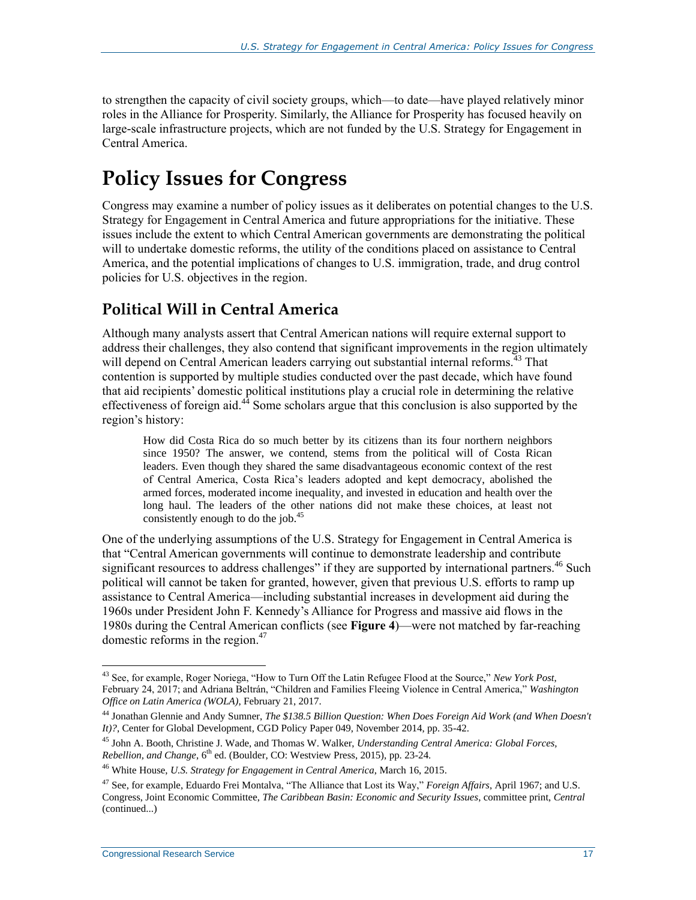to strengthen the capacity of civil society groups, which—to date—have played relatively minor roles in the Alliance for Prosperity. Similarly, the Alliance for Prosperity has focused heavily on large-scale infrastructure projects, which are not funded by the U.S. Strategy for Engagement in Central America.

# Policy Issues for Congress

Congress may examine a number of policy issues as it deliberates on potential changes to the U.S. Strategy for Engagement in Central America and future appropriations for the initiative. These issues include the extent to which Central American governments are demonstrating the political will to undertake domestic reforms, the utility of the conditions placed on assistance to Central America, and the potential implications of changes to U.S. immigration, trade, and drug control policies for U.S. objectives in the region.

## Political Will in Central America

Although many analysts assert that Central American nations will require external support to address their challenges, they also contend that significant improvements in the region ultimately will depend on Central American leaders carrying out substantial internal reforms.[43] That contention is supported by multiple studies conducted over the past decade, which have found that aid recipients' domestic political institutions play a crucial role in determining the relative effectiveness of foreign aid.[44] Some scholars argue that this conclusion is also supported by the region's history:

> How did Costa Rica do so much better by its citizens than its four northern neighbors since 1950? The answer, we contend, stems from the political will of Costa Rican leaders. Even though they shared the same disadvantageous economic context of the rest of Central America, Costa Rica's leaders adopted and kept democracy, abolished the armed forces, moderated income inequality, and invested in education and health over the long haul. The leaders of the other nations did not make these choices, at least not consistently enough to do the job.[45]

One of the underlying assumptions of the U.S. Strategy for Engagement in Central America is that "Central American governments will continue to demonstrate leadership and contribute significant resources to address challenges" if they are supported by international partners.[46] Such political will cannot be taken for granted, however, given that previous U.S. efforts to ramp up assistance to Central America—including substantial increases in development aid during the 1960s under President John F. Kennedy's Alliance for Progress and massive aid flows in the 1980s during the Central American conflicts (see **Figure 4**)—were not matched by far-reaching domestic reforms in the region.[47]

---

[43] See, for example, Roger Noriega, "How to Turn Off the Latin Refugee Flood at the Source," *New York Post*, February 24, 2017; and Adriana Beltrán, "Children and Families Fleeing Violence in Central America," *Washington Office on Latin America (WOLA)*, February 21, 2017.

[44] Jonathan Glennie and Andy Sumner, *The $138.5 Billion Question: When Does Foreign Aid Work (and When Doesn't It)?*, Center for Global Development, CGD Policy Paper 049, November 2014, pp. 35-42.

[45] John A. Booth, Christine J. Wade, and Thomas W. Walker, *Understanding Central America: Global Forces, Rebellion, and Change*, 6th ed. (Boulder, CO: Westview Press, 2015), pp. 23-24.

[46] White House, *U.S. Strategy for Engagement in Central America*, March 16, 2015.

[47] See, for example, Eduardo Frei Montalva, "The Alliance that Lost its Way," *Foreign Affairs*, April 1967; and U.S. Congress, Joint Economic Committee, *The Caribbean Basin: Economic and Security Issues*, committee print, *Central* (continued...)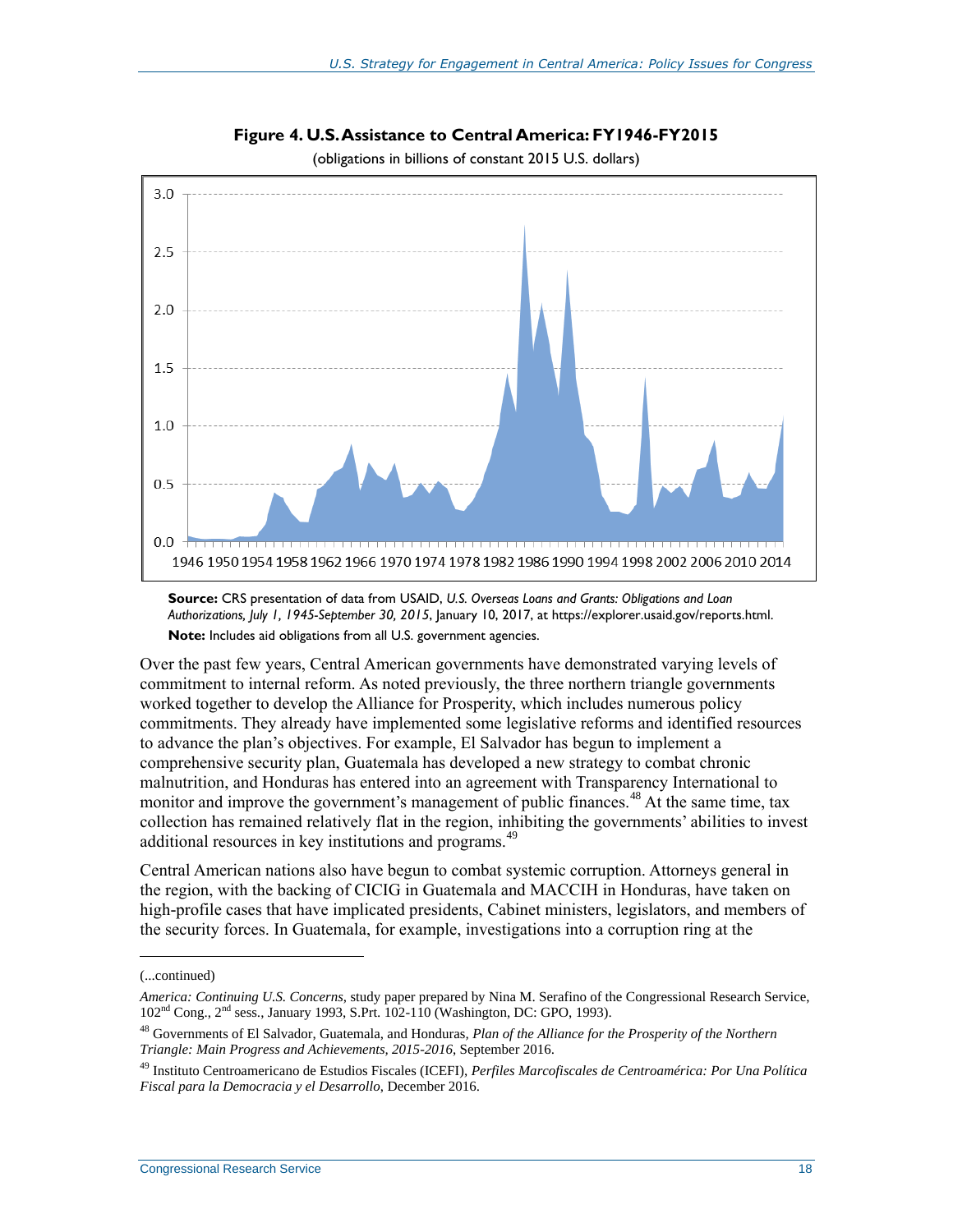**Figure 4. U.S. Assistance to Central America: FY1946-FY2015**

(obligations in billions of constant 2015 U.S. dollars)

**Source:** CRS presentation of data from USAID, *U.S. Overseas Loans and Grants: Obligations and Loan Authorizations, July 1, 1945-September 30, 2015*, January 10, 2017, at https://explorer.usaid.gov/reports.html.

**Note:** Includes aid obligations from all U.S. government agencies.

Over the past few years, Central American governments have demonstrated varying levels of commitment to internal reform. As noted previously, the three northern triangle governments worked together to develop the Alliance for Prosperity, which includes numerous policy commitments. They already have implemented some legislative reforms and identified resources to advance the plan's objectives. For example, El Salvador has begun to implement a comprehensive security plan, Guatemala has developed a new strategy to combat chronic malnutrition, and Honduras has entered into an agreement with Transparency International to monitor and improve the government's management of public finances.[48] At the same time, tax collection has remained relatively flat in the region, inhibiting the governments' abilities to invest additional resources in key institutions and programs.[49]

Central American nations also have begun to combat systemic corruption. Attorneys general in the region, with the backing of CICIG in Guatemala and MACCIH in Honduras, have taken on high-profile cases that have implicated presidents, Cabinet ministers, legislators, and members of the security forces. In Guatemala, for example, investigations into a corruption ring at the

---

(...continued)

*America: Continuing U.S. Concerns*, study paper prepared by Nina M. Serafino of the Congressional Research Service, 102nd Cong., 2nd sess., January 1993, S.Prt. 102-110 (Washington, DC: GPO, 1993).

[48] Governments of El Salvador, Guatemala, and Honduras, *Plan of the Alliance for the Prosperity of the Northern Triangle: Main Progress and Achievements, 2015-2016*, September 2016.

[49] Instituto Centroamericano de Estudios Fiscales (ICEFI), *Perfiles Marcofiscales de Centroamérica: Por Una Política Fiscal para la Democracia y el Desarrollo*, December 2016.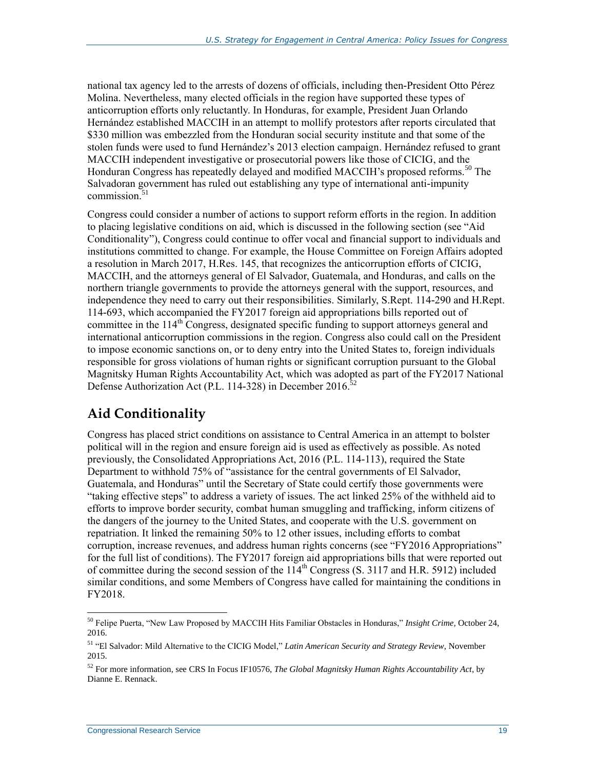national tax agency led to the arrests of dozens of officials, including then-President Otto Pérez Molina. Nevertheless, many elected officials in the region have supported these types of anticorruption efforts only reluctantly. In Honduras, for example, President Juan Orlando Hernández established MACCIH in an attempt to mollify protestors after reports circulated that $330 million was embezzled from the Honduran social security institute and that some of the stolen funds were used to fund Hernández's 2013 election campaign. Hernández refused to grant MACCIH independent investigative or prosecutorial powers like those of CICIG, and the Honduran Congress has repeatedly delayed and modified MACCIH's proposed reforms.[50] The Salvadoran government has ruled out establishing any type of international anti-impunity commission.[51]

Congress could consider a number of actions to support reform efforts in the region. In addition to placing legislative conditions on aid, which is discussed in the following section (see "Aid Conditionality"), Congress could continue to offer vocal and financial support to individuals and institutions committed to change. For example, the House Committee on Foreign Affairs adopted a resolution in March 2017, H.Res. 145, that recognizes the anticorruption efforts of CICIG, MACCIH, and the attorneys general of El Salvador, Guatemala, and Honduras, and calls on the northern triangle governments to provide the attorneys general with the support, resources, and independence they need to carry out their responsibilities. Similarly, S.Rept. 114-290 and H.Rept. 114-693, which accompanied the FY2017 foreign aid appropriations bills reported out of committee in the 114th Congress, designated specific funding to support attorneys general and international anticorruption commissions in the region. Congress also could call on the President to impose economic sanctions on, or to deny entry into the United States to, foreign individuals responsible for gross violations of human rights or significant corruption pursuant to the Global Magnitsky Human Rights Accountability Act, which was adopted as part of the FY2017 National Defense Authorization Act (P.L. 114-328) in December 2016.[52]

## Aid Conditionality

Congress has placed strict conditions on assistance to Central America in an attempt to bolster political will in the region and ensure foreign aid is used as effectively as possible. As noted previously, the Consolidated Appropriations Act, 2016 (P.L. 114-113), required the State Department to withhold 75% of "assistance for the central governments of El Salvador, Guatemala, and Honduras" until the Secretary of State could certify those governments were "taking effective steps" to address a variety of issues. The act linked 25% of the withheld aid to efforts to improve border security, combat human smuggling and trafficking, inform citizens of the dangers of the journey to the United States, and cooperate with the U.S. government on repatriation. It linked the remaining 50% to 12 other issues, including efforts to combat corruption, increase revenues, and address human rights concerns (see "FY2016 Appropriations" for the full list of conditions). The FY2017 foreign aid appropriations bills that were reported out of committee during the second session of the 114th Congress (S. 3117 and H.R. 5912) included similar conditions, and some Members of Congress have called for maintaining the conditions in FY2018.

---

[50] Felipe Puerta, "New Law Proposed by MACCIH Hits Familiar Obstacles in Honduras," *Insight Crime*, October 24, 2016.

[51] "El Salvador: Mild Alternative to the CICIG Model," *Latin American Security and Strategy Review*, November 2015.

[52] For more information, see CRS In Focus IF10576, *The Global Magnitsky Human Rights Accountability Act*, by Dianne E. Rennack.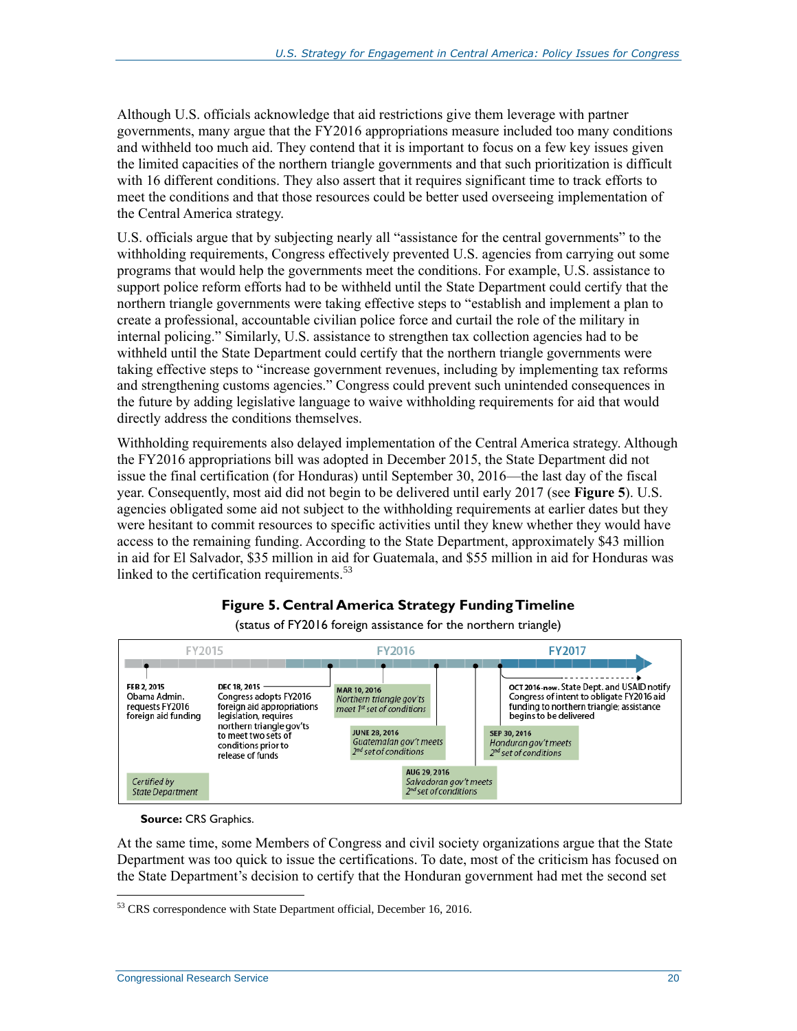Although U.S. officials acknowledge that aid restrictions give them leverage with partner governments, many argue that the FY2016 appropriations measure included too many conditions and withheld too much aid. They contend that it is important to focus on a few key issues given the limited capacities of the northern triangle governments and that such prioritization is difficult with 16 different conditions. They also assert that it requires significant time to track efforts to meet the conditions and that those resources could be better used overseeing implementation of the Central America strategy.

U.S. officials argue that by subjecting nearly all "assistance for the central governments" to the withholding requirements, Congress effectively prevented U.S. agencies from carrying out some programs that would help the governments meet the conditions. For example, U.S. assistance to support police reform efforts had to be withheld until the State Department could certify that the northern triangle governments were taking effective steps to "establish and implement a plan to create a professional, accountable civilian police force and curtail the role of the military in internal policing." Similarly, U.S. assistance to strengthen tax collection agencies had to be withheld until the State Department could certify that the northern triangle governments were taking effective steps to "increase government revenues, including by implementing tax reforms and strengthening customs agencies." Congress could prevent such unintended consequences in the future by adding legislative language to waive withholding requirements for aid that would directly address the conditions themselves.

Withholding requirements also delayed implementation of the Central America strategy. Although the FY2016 appropriations bill was adopted in December 2015, the State Department did not issue the final certification (for Honduras) until September 30, 2016—the last day of the fiscal year. Consequently, most aid did not begin to be delivered until early 2017 (see **Figure 5**). U.S. agencies obligated some aid not subject to the withholding requirements at earlier dates but they were hesitant to commit resources to specific activities until they knew whether they would have access to the remaining funding. According to the State Department, approximately $43 million in aid for El Salvador, $35 million in aid for Guatemala, and $55 million in aid for Honduras was linked to the certification requirements.[53]

**Figure 5. Central America Strategy Funding Timeline**

(status of FY2016 foreign assistance for the northern triangle)

FY2015 | FY2016 | FY2017

- **FEB 2, 2015** Obama Admin. requests FY2016 foreign aid funding
- **DEC 18, 2015** Congress adopts FY2016 foreign aid appropriations legislation, requires northern triangle gov'ts to meet two sets of conditions prior to release of funds
- **MAR 10, 2016** *Northern triangle gov'ts meet 1st set of conditions*
- **JUNE 28, 2016** *Guatemalan gov't meets 2nd set of conditions*
- **AUG 29, 2016** *Salvadoran gov't meets 2nd set of conditions*
- **SEP 30, 2016** *Honduran gov't meets 2nd set of conditions*
- **OCT 2016-now.** State Dept. and USAID notify Congress of intent to obligate FY2016 aid funding to northern triangle; assistance begins to be delivered

*Certified by State Department*

**Source:** CRS Graphics.

At the same time, some Members of Congress and civil society organizations argue that the State Department was too quick to issue the certifications. To date, most of the criticism has focused on the State Department's decision to certify that the Honduran government had met the second set

[53] CRS correspondence with State Department official, December 16, 2016.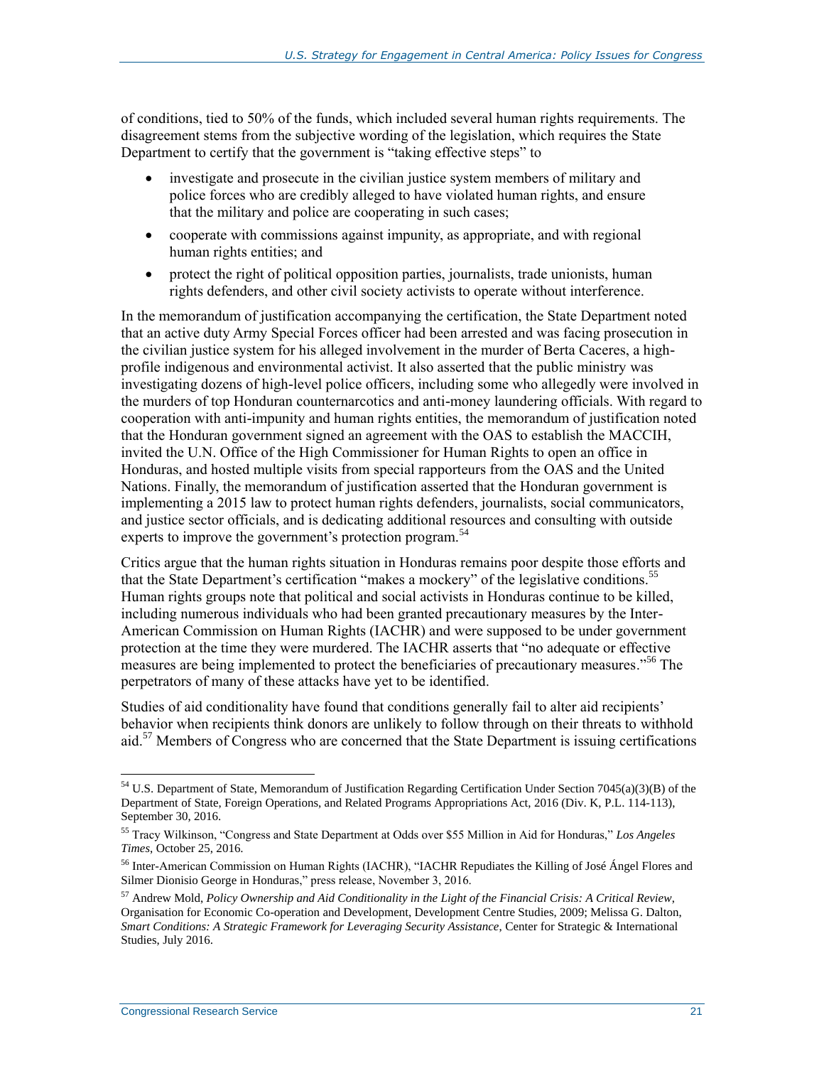of conditions, tied to 50% of the funds, which included several human rights requirements. The disagreement stems from the subjective wording of the legislation, which requires the State Department to certify that the government is "taking effective steps" to

- investigate and prosecute in the civilian justice system members of military and police forces who are credibly alleged to have violated human rights, and ensure that the military and police are cooperating in such cases;
- cooperate with commissions against impunity, as appropriate, and with regional human rights entities; and
- protect the right of political opposition parties, journalists, trade unionists, human rights defenders, and other civil society activists to operate without interference.

In the memorandum of justification accompanying the certification, the State Department noted that an active duty Army Special Forces officer had been arrested and was facing prosecution in the civilian justice system for his alleged involvement in the murder of Berta Caceres, a high-profile indigenous and environmental activist. It also asserted that the public ministry was investigating dozens of high-level police officers, including some who allegedly were involved in the murders of top Honduran counternarcotics and anti-money laundering officials. With regard to cooperation with anti-impunity and human rights entities, the memorandum of justification noted that the Honduran government signed an agreement with the OAS to establish the MACCIH, invited the U.N. Office of the High Commissioner for Human Rights to open an office in Honduras, and hosted multiple visits from special rapporteurs from the OAS and the United Nations. Finally, the memorandum of justification asserted that the Honduran government is implementing a 2015 law to protect human rights defenders, journalists, social communicators, and justice sector officials, and is dedicating additional resources and consulting with outside experts to improve the government's protection program.[54]

Critics argue that the human rights situation in Honduras remains poor despite those efforts and that the State Department's certification "makes a mockery" of the legislative conditions.[55] Human rights groups note that political and social activists in Honduras continue to be killed, including numerous individuals who had been granted precautionary measures by the Inter-American Commission on Human Rights (IACHR) and were supposed to be under government protection at the time they were murdered. The IACHR asserts that "no adequate or effective measures are being implemented to protect the beneficiaries of precautionary measures."[56] The perpetrators of many of these attacks have yet to be identified.

Studies of aid conditionality have found that conditions generally fail to alter aid recipients' behavior when recipients think donors are unlikely to follow through on their threats to withhold aid.[57] Members of Congress who are concerned that the State Department is issuing certifications

---

[54] U.S. Department of State, Memorandum of Justification Regarding Certification Under Section 7045(a)(3)(B) of the Department of State, Foreign Operations, and Related Programs Appropriations Act, 2016 (Div. K, P.L. 114-113), September 30, 2016.

[55] Tracy Wilkinson, "Congress and State Department at Odds over $55 Million in Aid for Honduras," *Los Angeles Times*, October 25, 2016.

[56] Inter-American Commission on Human Rights (IACHR), "IACHR Repudiates the Killing of José Ángel Flores and Silmer Dionisio George in Honduras," press release, November 3, 2016.

[57] Andrew Mold, *Policy Ownership and Aid Conditionality in the Light of the Financial Crisis: A Critical Review*, Organisation for Economic Co-operation and Development, Development Centre Studies, 2009; Melissa G. Dalton, *Smart Conditions: A Strategic Framework for Leveraging Security Assistance*, Center for Strategic & International Studies, July 2016.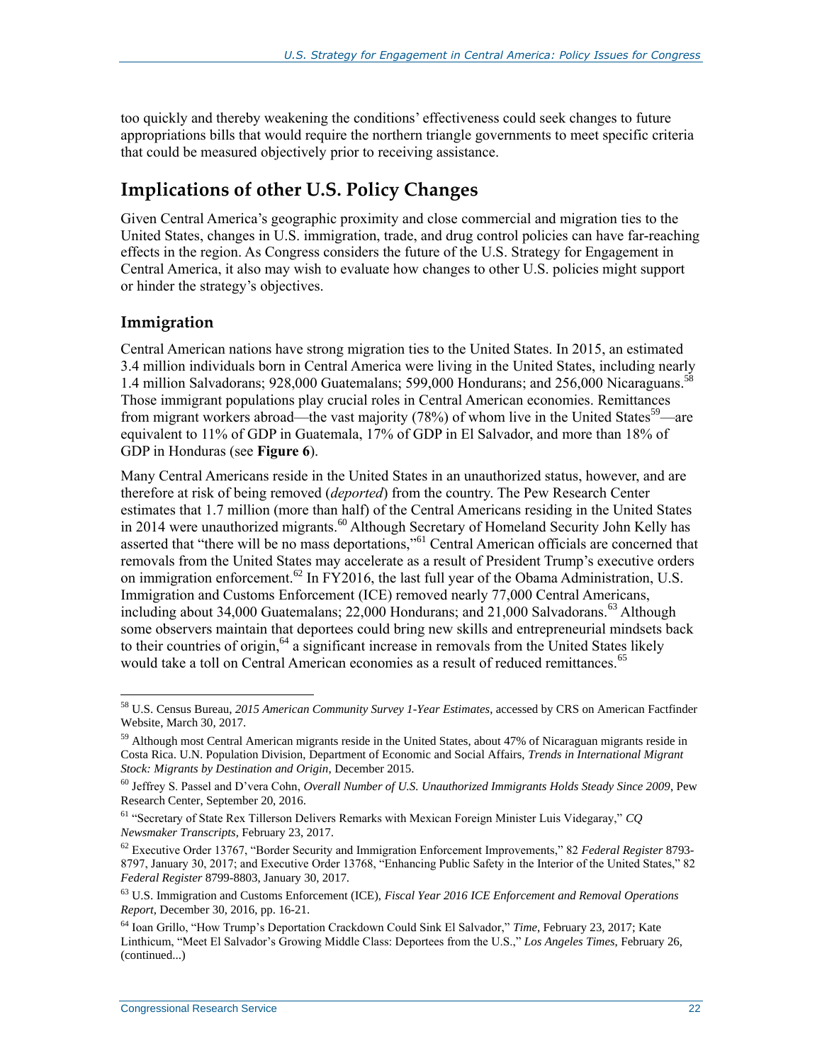too quickly and thereby weakening the conditions' effectiveness could seek changes to future appropriations bills that would require the northern triangle governments to meet specific criteria that could be measured objectively prior to receiving assistance.

## Implications of other U.S. Policy Changes

Given Central America's geographic proximity and close commercial and migration ties to the United States, changes in U.S. immigration, trade, and drug control policies can have far-reaching effects in the region. As Congress considers the future of the U.S. Strategy for Engagement in Central America, it also may wish to evaluate how changes to other U.S. policies might support or hinder the strategy's objectives.

### Immigration

Central American nations have strong migration ties to the United States. In 2015, an estimated 3.4 million individuals born in Central America were living in the United States, including nearly 1.4 million Salvadorans; 928,000 Guatemalans; 599,000 Hondurans; and 256,000 Nicaraguans.[58] Those immigrant populations play crucial roles in Central American economies. Remittances from migrant workers abroad—the vast majority (78%) of whom live in the United States[59]—are equivalent to 11% of GDP in Guatemala, 17% of GDP in El Salvador, and more than 18% of GDP in Honduras (see **Figure 6**).

Many Central Americans reside in the United States in an unauthorized status, however, and are therefore at risk of being removed (*deported*) from the country. The Pew Research Center estimates that 1.7 million (more than half) of the Central Americans residing in the United States in 2014 were unauthorized migrants.[60] Although Secretary of Homeland Security John Kelly has asserted that "there will be no mass deportations,"[61] Central American officials are concerned that removals from the United States may accelerate as a result of President Trump's executive orders on immigration enforcement.[62] In FY2016, the last full year of the Obama Administration, U.S. Immigration and Customs Enforcement (ICE) removed nearly 77,000 Central Americans, including about 34,000 Guatemalans; 22,000 Hondurans; and 21,000 Salvadorans.[63] Although some observers maintain that deportees could bring new skills and entrepreneurial mindsets back to their countries of origin,[64] a significant increase in removals from the United States likely would take a toll on Central American economies as a result of reduced remittances.[65]

---

[58] U.S. Census Bureau, *2015 American Community Survey 1-Year Estimates*, accessed by CRS on American Factfinder Website, March 30, 2017.

[59] Although most Central American migrants reside in the United States, about 47% of Nicaraguan migrants reside in Costa Rica. U.N. Population Division, Department of Economic and Social Affairs, *Trends in International Migrant Stock: Migrants by Destination and Origin*, December 2015.

[60] Jeffrey S. Passel and D'vera Cohn, *Overall Number of U.S. Unauthorized Immigrants Holds Steady Since 2009*, Pew Research Center, September 20, 2016.

[61] "Secretary of State Rex Tillerson Delivers Remarks with Mexican Foreign Minister Luis Videgaray," *CQ Newsmaker Transcripts*, February 23, 2017.

[62] Executive Order 13767, "Border Security and Immigration Enforcement Improvements," 82 *Federal Register* 8793-8797, January 30, 2017; and Executive Order 13768, "Enhancing Public Safety in the Interior of the United States," 82 *Federal Register* 8799-8803, January 30, 2017.

[63] U.S. Immigration and Customs Enforcement (ICE), *Fiscal Year 2016 ICE Enforcement and Removal Operations Report*, December 30, 2016, pp. 16-21.

[64] Ioan Grillo, "How Trump's Deportation Crackdown Could Sink El Salvador," *Time*, February 23, 2017; Kate Linthicum, "Meet El Salvador's Growing Middle Class: Deportees from the U.S.," *Los Angeles Times*, February 26, (continued...)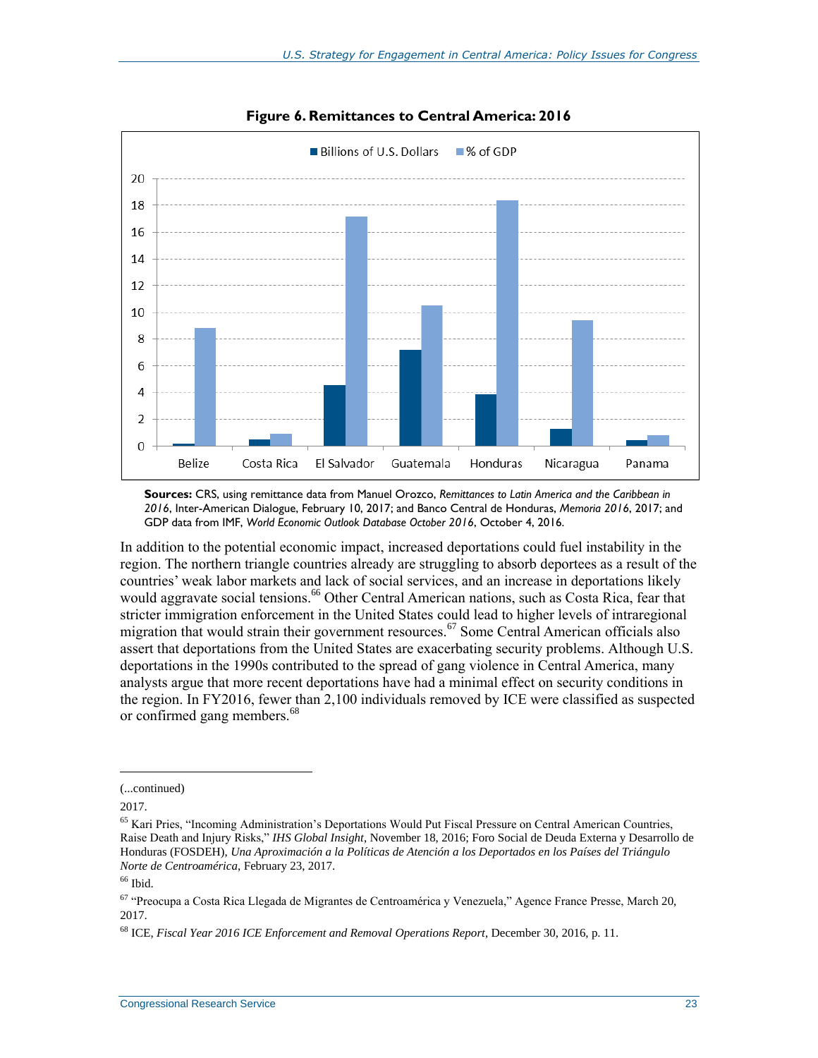**Figure 6. Remittances to Central America: 2016**

**Sources:** CRS, using remittance data from Manuel Orozco, *Remittances to Latin America and the Caribbean in 2016*, Inter-American Dialogue, February 10, 2017; and Banco Central de Honduras, *Memoria 2016*, 2017; and GDP data from IMF, *World Economic Outlook Database October 2016*, October 4, 2016.

In addition to the potential economic impact, increased deportations could fuel instability in the region. The northern triangle countries already are struggling to absorb deportees as a result of the countries' weak labor markets and lack of social services, and an increase in deportations likely would aggravate social tensions.[66] Other Central American nations, such as Costa Rica, fear that stricter immigration enforcement in the United States could lead to higher levels of intraregional migration that would strain their government resources.[67] Some Central American officials also assert that deportations from the United States are exacerbating security problems. Although U.S. deportations in the 1990s contributed to the spread of gang violence in Central America, many analysts argue that more recent deportations have had a minimal effect on security conditions in the region. In FY2016, fewer than 2,100 individuals removed by ICE were classified as suspected or confirmed gang members.[68]

---

(...continued)

2017.

[65] Kari Pries, "Incoming Administration's Deportations Would Put Fiscal Pressure on Central American Countries, Raise Death and Injury Risks," *IHS Global Insight*, November 18, 2016; Foro Social de Deuda Externa y Desarrollo de Honduras (FOSDEH), *Una Aproximación a la Políticas de Atención a los Deportados en los Países del Triángulo Norte de Centroamérica*, February 23, 2017.

[66] Ibid.

[67] "Preocupa a Costa Rica Llegada de Migrantes de Centroamérica y Venezuela," Agence France Presse, March 20, 2017.

[68] ICE, *Fiscal Year 2016 ICE Enforcement and Removal Operations Report*, December 30, 2016, p. 11.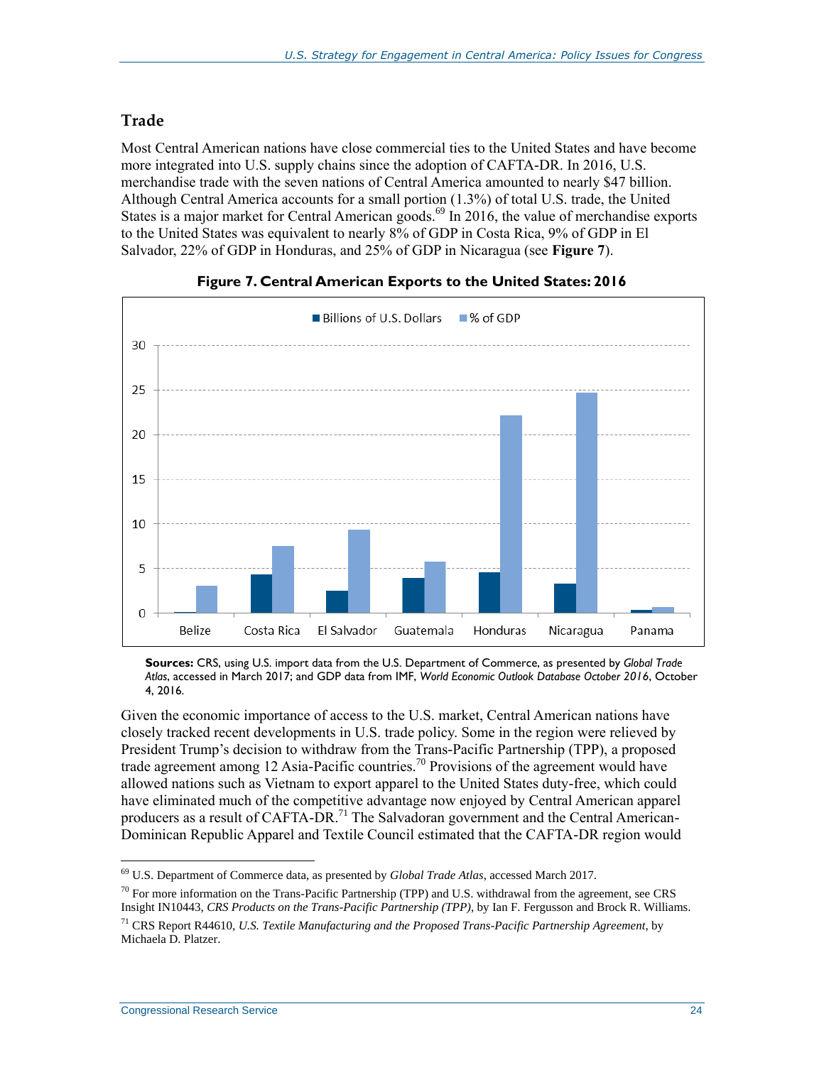## Trade

Most Central American nations have close commercial ties to the United States and have become more integrated into U.S. supply chains since the adoption of CAFTA-DR. In 2016, U.S. merchandise trade with the seven nations of Central America amounted to nearly $47 billion. Although Central America accounts for a small portion (1.3%) of total U.S. trade, the United States is a major market for Central American goods.[69] In 2016, the value of merchandise exports to the United States was equivalent to nearly 8% of GDP in Costa Rica, 9% of GDP in El Salvador, 22% of GDP in Honduras, and 25% of GDP in Nicaragua (see **Figure 7**).

**Figure 7. Central American Exports to the United States: 2016**

**Sources:** CRS, using U.S. import data from the U.S. Department of Commerce, as presented by *Global Trade Atlas*, accessed in March 2017; and GDP data from IMF, *World Economic Outlook Database October 2016*, October 4, 2016.

Given the economic importance of access to the U.S. market, Central American nations have closely tracked recent developments in U.S. trade policy. Some in the region were relieved by President Trump's decision to withdraw from the Trans-Pacific Partnership (TPP), a proposed trade agreement among 12 Asia-Pacific countries.[70] Provisions of the agreement would have allowed nations such as Vietnam to export apparel to the United States duty-free, which could have eliminated much of the competitive advantage now enjoyed by Central American apparel producers as a result of CAFTA-DR.[71] The Salvadoran government and the Central American-Dominican Republic Apparel and Textile Council estimated that the CAFTA-DR region would

---

[69] U.S. Department of Commerce data, as presented by *Global Trade Atlas*, accessed March 2017.

[70] For more information on the Trans-Pacific Partnership (TPP) and U.S. withdrawal from the agreement, see CRS Insight IN10443, *CRS Products on the Trans-Pacific Partnership (TPP)*, by Ian F. Fergusson and Brock R. Williams.

[71] CRS Report R44610, *U.S. Textile Manufacturing and the Proposed Trans-Pacific Partnership Agreement*, by Michaela D. Platzer.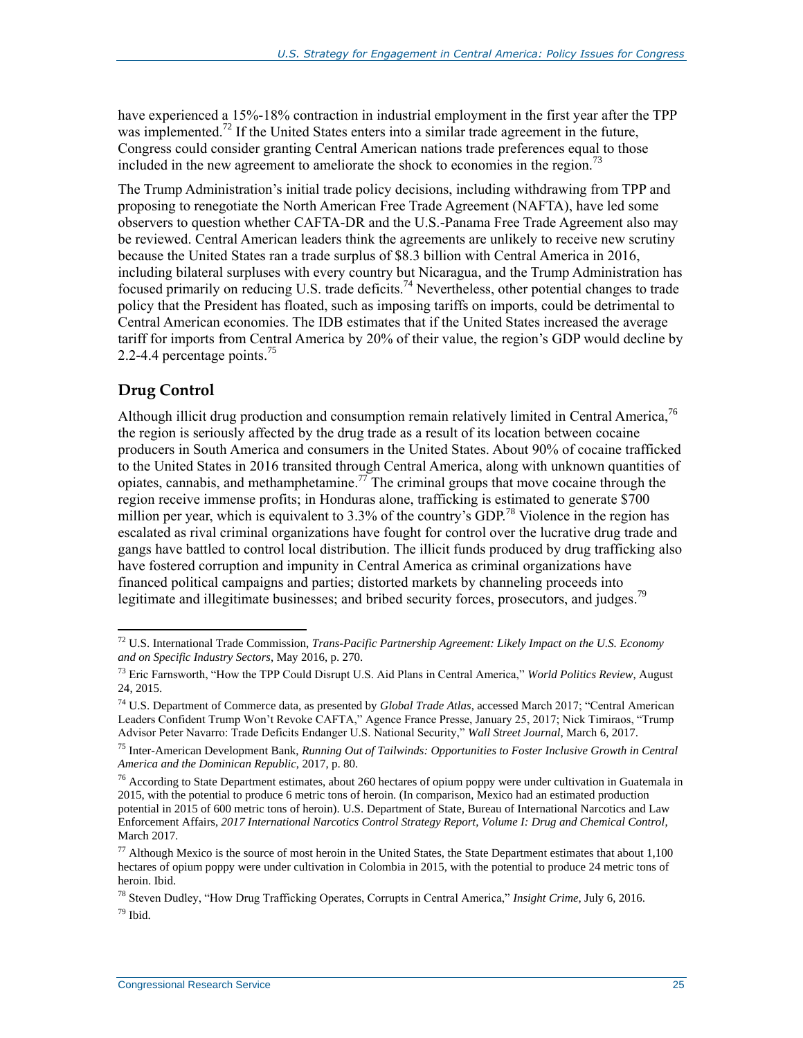have experienced a 15%-18% contraction in industrial employment in the first year after the TPP was implemented.[72] If the United States enters into a similar trade agreement in the future, Congress could consider granting Central American nations trade preferences equal to those included in the new agreement to ameliorate the shock to economies in the region.[73]

The Trump Administration's initial trade policy decisions, including withdrawing from TPP and proposing to renegotiate the North American Free Trade Agreement (NAFTA), have led some observers to question whether CAFTA-DR and the U.S.-Panama Free Trade Agreement also may be reviewed. Central American leaders think the agreements are unlikely to receive new scrutiny because the United States ran a trade surplus of $8.3 billion with Central America in 2016, including bilateral surpluses with every country but Nicaragua, and the Trump Administration has focused primarily on reducing U.S. trade deficits.[74] Nevertheless, other potential changes to trade policy that the President has floated, such as imposing tariffs on imports, could be detrimental to Central American economies. The IDB estimates that if the United States increased the average tariff for imports from Central America by 20% of their value, the region's GDP would decline by 2.2-4.4 percentage points.[75]

## Drug Control

Although illicit drug production and consumption remain relatively limited in Central America,[76] the region is seriously affected by the drug trade as a result of its location between cocaine producers in South America and consumers in the United States. About 90% of cocaine trafficked to the United States in 2016 transited through Central America, along with unknown quantities of opiates, cannabis, and methamphetamine.[77] The criminal groups that move cocaine through the region receive immense profits; in Honduras alone, trafficking is estimated to generate $700 million per year, which is equivalent to 3.3% of the country's GDP.[78] Violence in the region has escalated as rival criminal organizations have fought for control over the lucrative drug trade and gangs have battled to control local distribution. The illicit funds produced by drug trafficking also have fostered corruption and impunity in Central America as criminal organizations have financed political campaigns and parties; distorted markets by channeling proceeds into legitimate and illegitimate businesses; and bribed security forces, prosecutors, and judges.[79]

---

[72] U.S. International Trade Commission, *Trans-Pacific Partnership Agreement: Likely Impact on the U.S. Economy and on Specific Industry Sectors*, May 2016, p. 270.

[73] Eric Farnsworth, "How the TPP Could Disrupt U.S. Aid Plans in Central America," *World Politics Review*, August 24, 2015.

[74] U.S. Department of Commerce data, as presented by *Global Trade Atlas*, accessed March 2017; "Central American Leaders Confident Trump Won't Revoke CAFTA," Agence France Presse, January 25, 2017; Nick Timiraos, "Trump Advisor Peter Navarro: Trade Deficits Endanger U.S. National Security," *Wall Street Journal*, March 6, 2017.

[75] Inter-American Development Bank, *Running Out of Tailwinds: Opportunities to Foster Inclusive Growth in Central America and the Dominican Republic*, 2017, p. 80.

[76] According to State Department estimates, about 260 hectares of opium poppy were under cultivation in Guatemala in 2015, with the potential to produce 6 metric tons of heroin. (In comparison, Mexico had an estimated production potential in 2015 of 600 metric tons of heroin). U.S. Department of State, Bureau of International Narcotics and Law Enforcement Affairs, *2017 International Narcotics Control Strategy Report, Volume I: Drug and Chemical Control*, March 2017.

[77] Although Mexico is the source of most heroin in the United States, the State Department estimates that about 1,100 hectares of opium poppy were under cultivation in Colombia in 2015, with the potential to produce 24 metric tons of heroin. Ibid.

[78] Steven Dudley, "How Drug Trafficking Operates, Corrupts in Central America," *Insight Crime*, July 6, 2016.

[79] Ibid.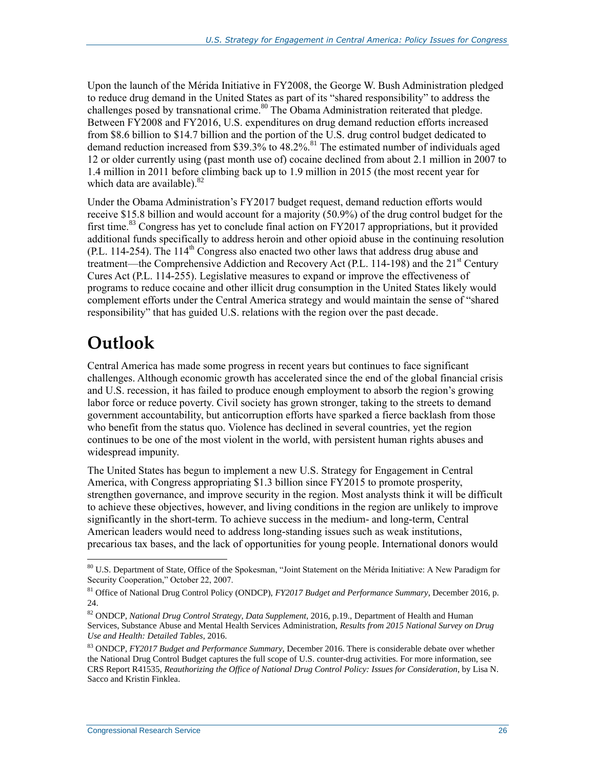Upon the launch of the Mérida Initiative in FY2008, the George W. Bush Administration pledged to reduce drug demand in the United States as part of its "shared responsibility" to address the challenges posed by transnational crime.[80] The Obama Administration reiterated that pledge. Between FY2008 and FY2016, U.S. expenditures on drug demand reduction efforts increased from $8.6 billion to $14.7 billion and the portion of the U.S. drug control budget dedicated to demand reduction increased from $39.3% to 48.2%.[81] The estimated number of individuals aged 12 or older currently using (past month use of) cocaine declined from about 2.1 million in 2007 to 1.4 million in 2011 before climbing back up to 1.9 million in 2015 (the most recent year for which data are available).[82]

Under the Obama Administration's FY2017 budget request, demand reduction efforts would receive $15.8 billion and would account for a majority (50.9%) of the drug control budget for the first time.[83] Congress has yet to conclude final action on FY2017 appropriations, but it provided additional funds specifically to address heroin and other opioid abuse in the continuing resolution (P.L. 114-254). The 114th Congress also enacted two other laws that address drug abuse and treatment—the Comprehensive Addiction and Recovery Act (P.L. 114-198) and the 21st Century Cures Act (P.L. 114-255). Legislative measures to expand or improve the effectiveness of programs to reduce cocaine and other illicit drug consumption in the United States likely would complement efforts under the Central America strategy and would maintain the sense of "shared responsibility" that has guided U.S. relations with the region over the past decade.

# Outlook

Central America has made some progress in recent years but continues to face significant challenges. Although economic growth has accelerated since the end of the global financial crisis and U.S. recession, it has failed to produce enough employment to absorb the region's growing labor force or reduce poverty. Civil society has grown stronger, taking to the streets to demand government accountability, but anticorruption efforts have sparked a fierce backlash from those who benefit from the status quo. Violence has declined in several countries, yet the region continues to be one of the most violent in the world, with persistent human rights abuses and widespread impunity.

The United States has begun to implement a new U.S. Strategy for Engagement in Central America, with Congress appropriating $1.3 billion since FY2015 to promote prosperity, strengthen governance, and improve security in the region. Most analysts think it will be difficult to achieve these objectives, however, and living conditions in the region are unlikely to improve significantly in the short-term. To achieve success in the medium- and long-term, Central American leaders would need to address long-standing issues such as weak institutions, precarious tax bases, and the lack of opportunities for young people. International donors would

---

[80] U.S. Department of State, Office of the Spokesman, "Joint Statement on the Mérida Initiative: A New Paradigm for Security Cooperation," October 22, 2007.

[81] Office of National Drug Control Policy (ONDCP), *FY2017 Budget and Performance Summary*, December 2016, p. 24.

[82] ONDCP, *National Drug Control Strategy, Data Supplement*, 2016, p.19., Department of Health and Human Services, Substance Abuse and Mental Health Services Administration, *Results from 2015 National Survey on Drug Use and Health: Detailed Tables*, 2016.

[83] ONDCP, *FY2017 Budget and Performance Summary*, December 2016. There is considerable debate over whether the National Drug Control Budget captures the full scope of U.S. counter-drug activities. For more information, see CRS Report R41535, *Reauthorizing the Office of National Drug Control Policy: Issues for Consideration*, by Lisa N. Sacco and Kristin Finklea.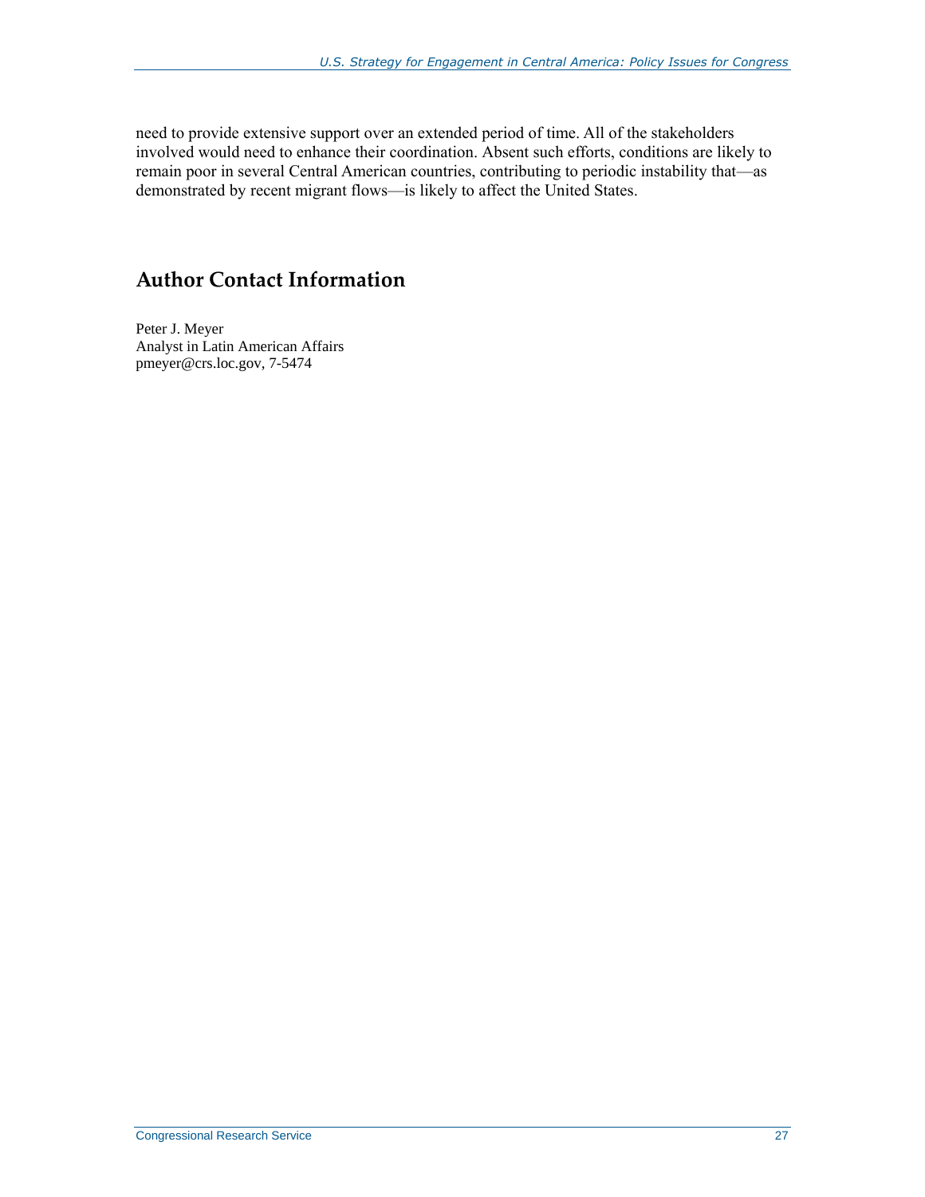need to provide extensive support over an extended period of time. All of the stakeholders involved would need to enhance their coordination. Absent such efforts, conditions are likely to remain poor in several Central American countries, contributing to periodic instability that—as demonstrated by recent migrant flows—is likely to affect the United States.

## Author Contact Information

Peter J. Meyer
Analyst in Latin American Affairs
pmeyer@crs.loc.gov, 7-5474